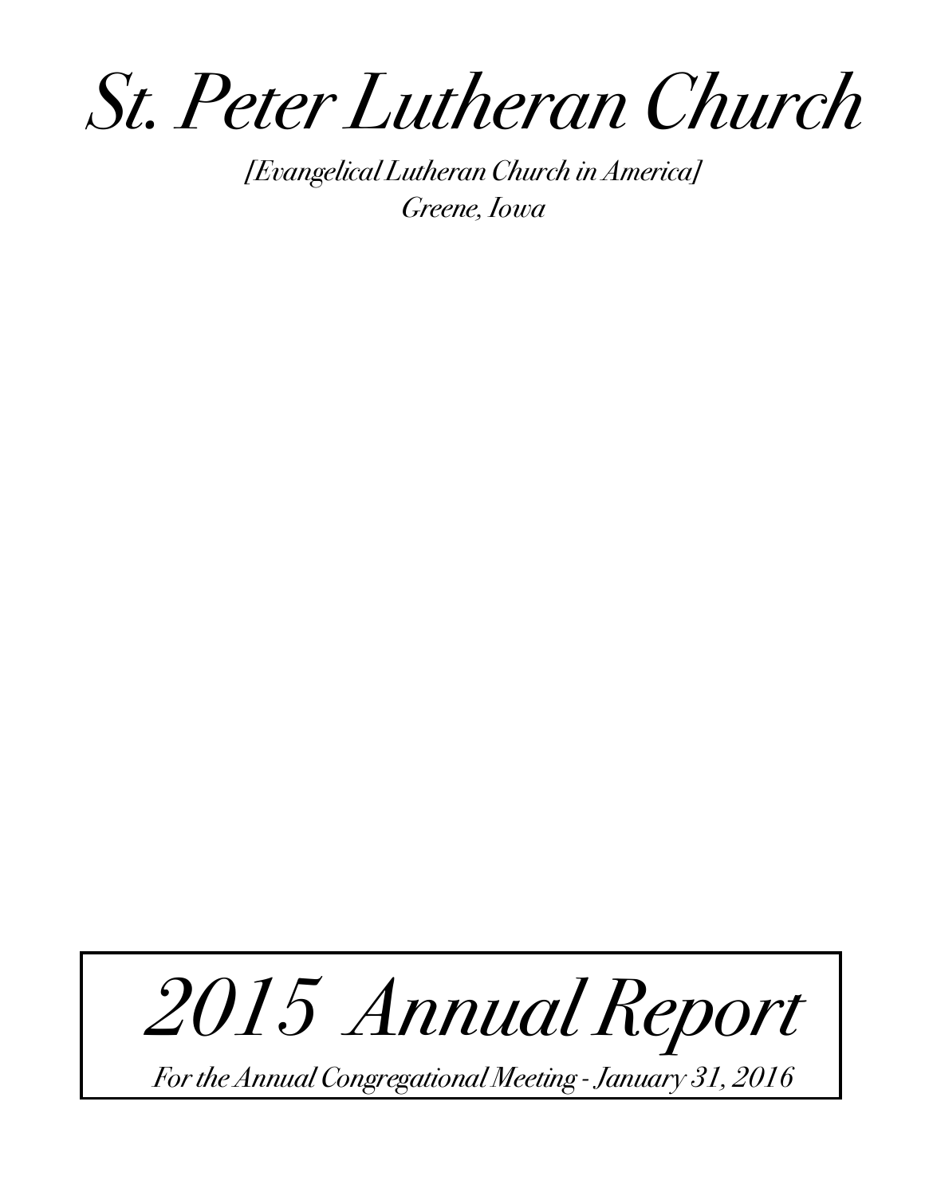# *St. Peter Lutheran Church*

*[Evangelical Lutheran Church in America]*

*Greene, Iowa*

## *2015 Annual Report*

*For the Annual Congregational Meeting - January 31, 2016*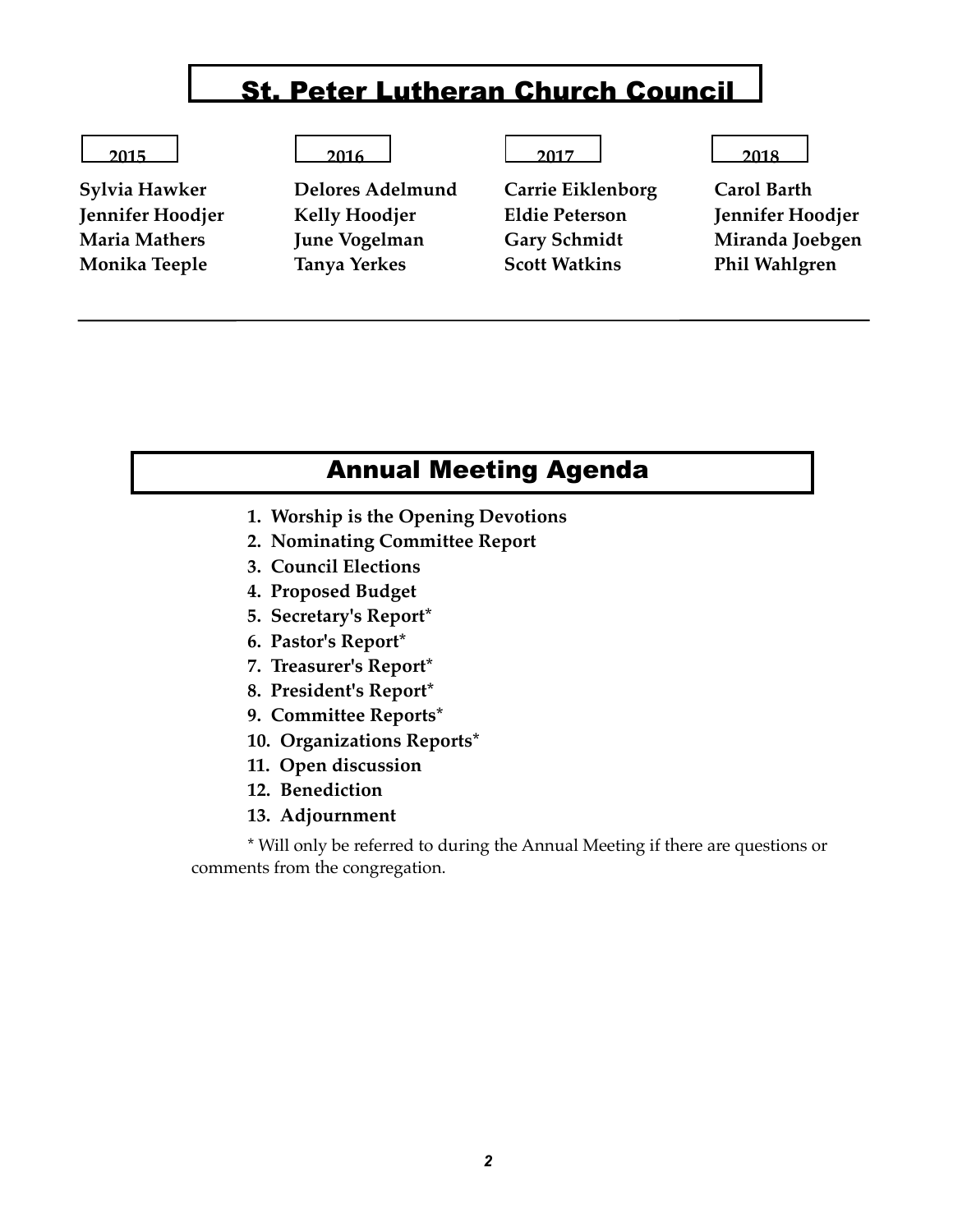# St. Peter Lutheran Church Council

| 2015 | 2016 | 2017 | 2018 |
| --- | --- | --- | --- |
| **Sylvia Hawker** | **Delores Adelmund** | **Carrie Eiklenborg** | **Carol Barth** |
| **Jennifer Hoodjer** | **Kelly Hoodjer** | **Eldie Peterson** | **Jennifer Hoodjer** |
| **Maria Mathers** | **June Vogelman** | **Gary Schmidt** | **Miranda Joebgen** |
| **Monika Teeple** | **Tanya Yerkes** | **Scott Watkins** | **Phil Wahlgren** |

---

# Annual Meeting Agenda

1. **Worship is the Opening Devotions**
2. **Nominating Committee Report**
3. **Council Elections**
4. **Proposed Budget**
5. **Secretary's Report***
6. **Pastor's Report***
7. **Treasurer's Report***
8. **President's Report***
9. **Committee Reports***
10. **Organizations Reports***
11. **Open discussion**
12. **Benediction**
13. **Adjournment**

* Will only be referred to during the Annual Meeting if there are questions or comments from the congregation.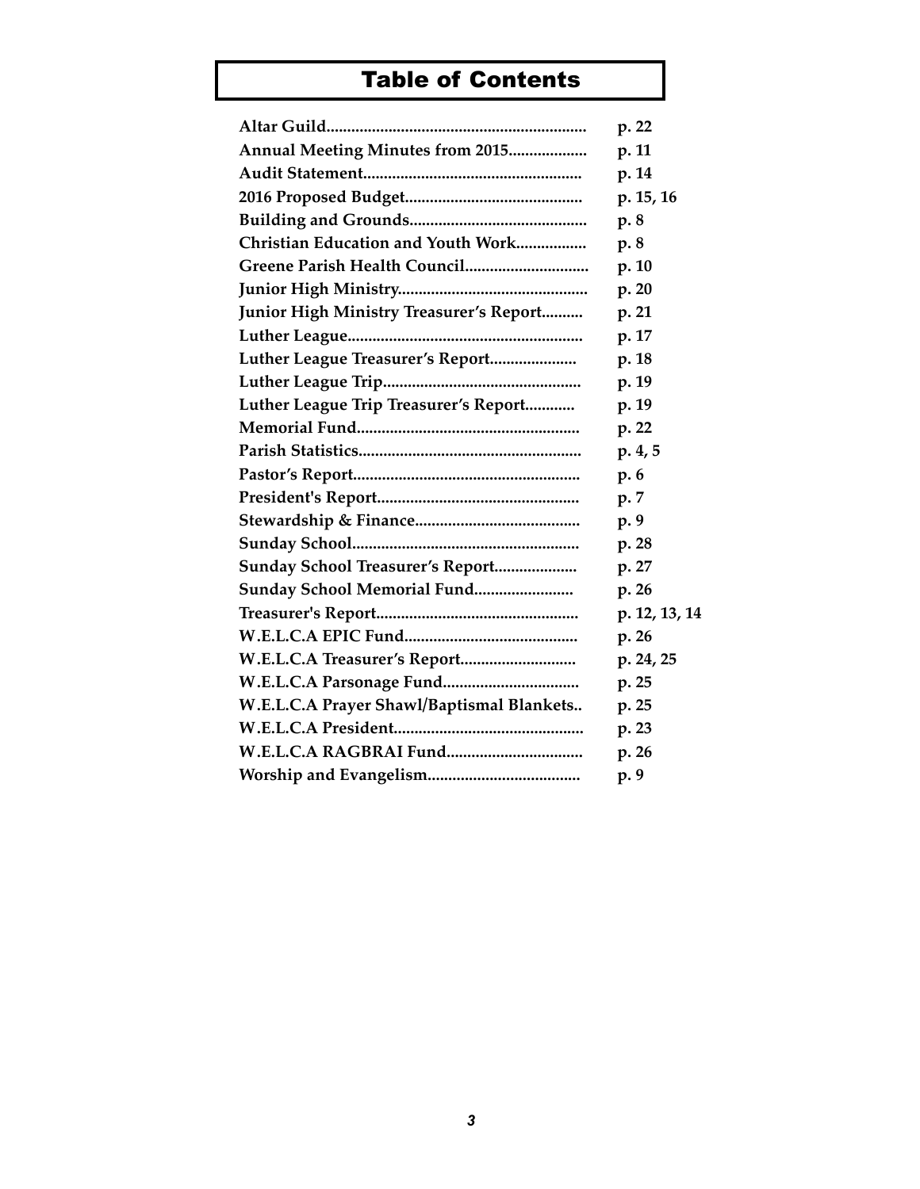# Table of Contents

| | |
|---|---|
| **Altar Guild** | **p. 22** |
| **Annual Meeting Minutes from 2015** | **p. 11** |
| **Audit Statement** | **p. 14** |
| **2016 Proposed Budget** | **p. 15, 16** |
| **Building and Grounds** | **p. 8** |
| **Christian Education and Youth Work** | **p. 8** |
| **Greene Parish Health Council** | **p. 10** |
| **Junior High Ministry** | **p. 20** |
| **Junior High Ministry Treasurer's Report** | **p. 21** |
| **Luther League** | **p. 17** |
| **Luther League Treasurer's Report** | **p. 18** |
| **Luther League Trip** | **p. 19** |
| **Luther League Trip Treasurer's Report** | **p. 19** |
| **Memorial Fund** | **p. 22** |
| **Parish Statistics** | **p. 4, 5** |
| **Pastor's Report** | **p. 6** |
| **President's Report** | **p. 7** |
| **Stewardship & Finance** | **p. 9** |
| **Sunday School** | **p. 28** |
| **Sunday School Treasurer's Report** | **p. 27** |
| **Sunday School Memorial Fund** | **p. 26** |
| **Treasurer's Report** | **p. 12, 13, 14** |
| **W.E.L.C.A EPIC Fund** | **p. 26** |
| **W.E.L.C.A Treasurer's Report** | **p. 24, 25** |
| **W.E.L.C.A Parsonage Fund** | **p. 25** |
| **W.E.L.C.A Prayer Shawl/Baptismal Blankets** | **p. 25** |
| **W.E.L.C.A President** | **p. 23** |
| **W.E.L.C.A RAGBRAI Fund** | **p. 26** |
| **Worship and Evangelism** | **p. 9** |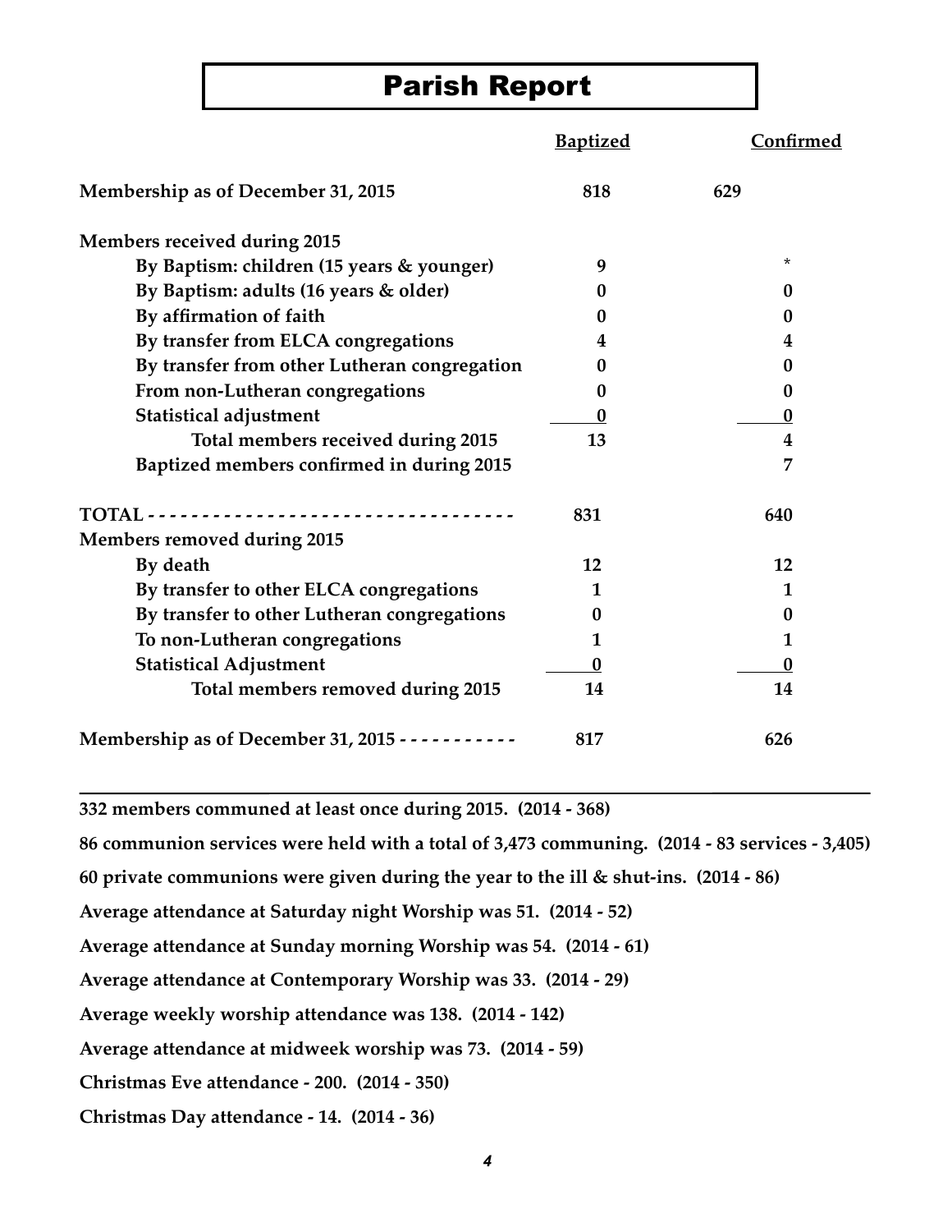# Parish Report

| | Baptized | Confirmed |
|---|---|---|
| **Membership as of December 31, 2015** | **818** | **629** |
| **Members received during 2015** | | |
| **By Baptism: children (15 years & younger)** | **9** | * |
| **By Baptism: adults (16 years & older)** | **0** | **0** |
| **By affirmation of faith** | **0** | **0** |
| **By transfer from ELCA congregations** | **4** | **4** |
| **By transfer from other Lutheran congregation** | **0** | **0** |
| **From non-Lutheran congregations** | **0** | **0** |
| **Statistical adjustment** | **0** | **0** |
| **Total members received during 2015** | **13** | **4** |
| **Baptized members confirmed in during 2015** | | **7** |
| **TOTAL - - - - - - - - - - - - - - - - - - - - - - - - - - - - - - - - -** | **831** | **640** |
| **Members removed during 2015** | | |
| **By death** | **12** | **12** |
| **By transfer to other ELCA congregations** | **1** | **1** |
| **By transfer to other Lutheran congregations** | **0** | **0** |
| **To non-Lutheran congregations** | **1** | **1** |
| **Statistical Adjustment** | **0** | **0** |
| **Total members removed during 2015** | **14** | **14** |
| **Membership as of December 31, 2015 - - - - - - - - - - -** | **817** | **626** |

---

**332 members communed at least once during 2015. (2014 - 368)**

**86 communion services were held with a total of 3,473 communing. (2014 - 83 services - 3,405)**

**60 private communions were given during the year to the ill & shut-ins. (2014 - 86)**

**Average attendance at Saturday night Worship was 51. (2014 - 52)**

**Average attendance at Sunday morning Worship was 54. (2014 - 61)**

**Average attendance at Contemporary Worship was 33. (2014 - 29)**

**Average weekly worship attendance was 138. (2014 - 142)**

**Average attendance at midweek worship was 73. (2014 - 59)**

**Christmas Eve attendance - 200. (2014 - 350)**

**Christmas Day attendance - 14. (2014 - 36)**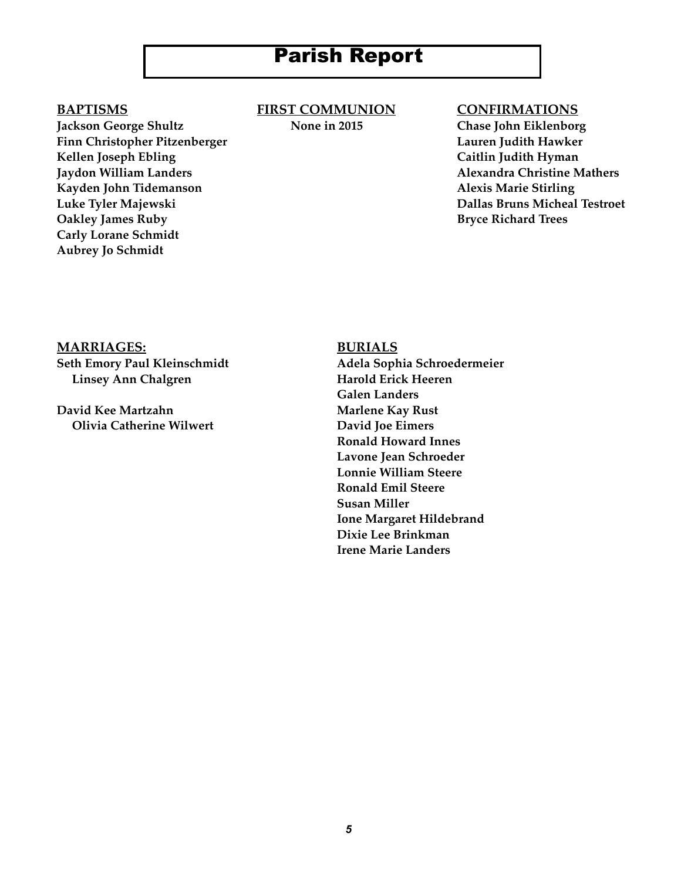# Parish Report

## BAPTISMS

**Jackson George Shultz**
**Finn Christopher Pitzenberger**
**Kellen Joseph Ebling**
**Jaydon William Landers**
**Kayden John Tidemanson**
**Luke Tyler Majewski**
**Oakley James Ruby**
**Carly Lorane Schmidt**
**Aubrey Jo Schmidt**

## FIRST COMMUNION

**None in 2015**

## CONFIRMATIONS

**Chase John Eiklenborg**
**Lauren Judith Hawker**
**Caitlin Judith Hyman**
**Alexandra Christine Mathers**
**Alexis Marie Stirling**
**Dallas Bruns Micheal Testroet**
**Bryce Richard Trees**

## MARRIAGES:

**Seth Emory Paul Kleinschmidt**
**Linsey Ann Chalgren**

**David Kee Martzahn**
**Olivia Catherine Wilwert**

## BURIALS

**Adela Sophia Schroedermeier**
**Harold Erick Heeren**
**Galen Landers**
**Marlene Kay Rust**
**David Joe Eimers**
**Ronald Howard Innes**
**Lavone Jean Schroeder**
**Lonnie William Steere**
**Ronald Emil Steere**
**Susan Miller**
**Ione Margaret Hildebrand**
**Dixie Lee Brinkman**
**Irene Marie Landers**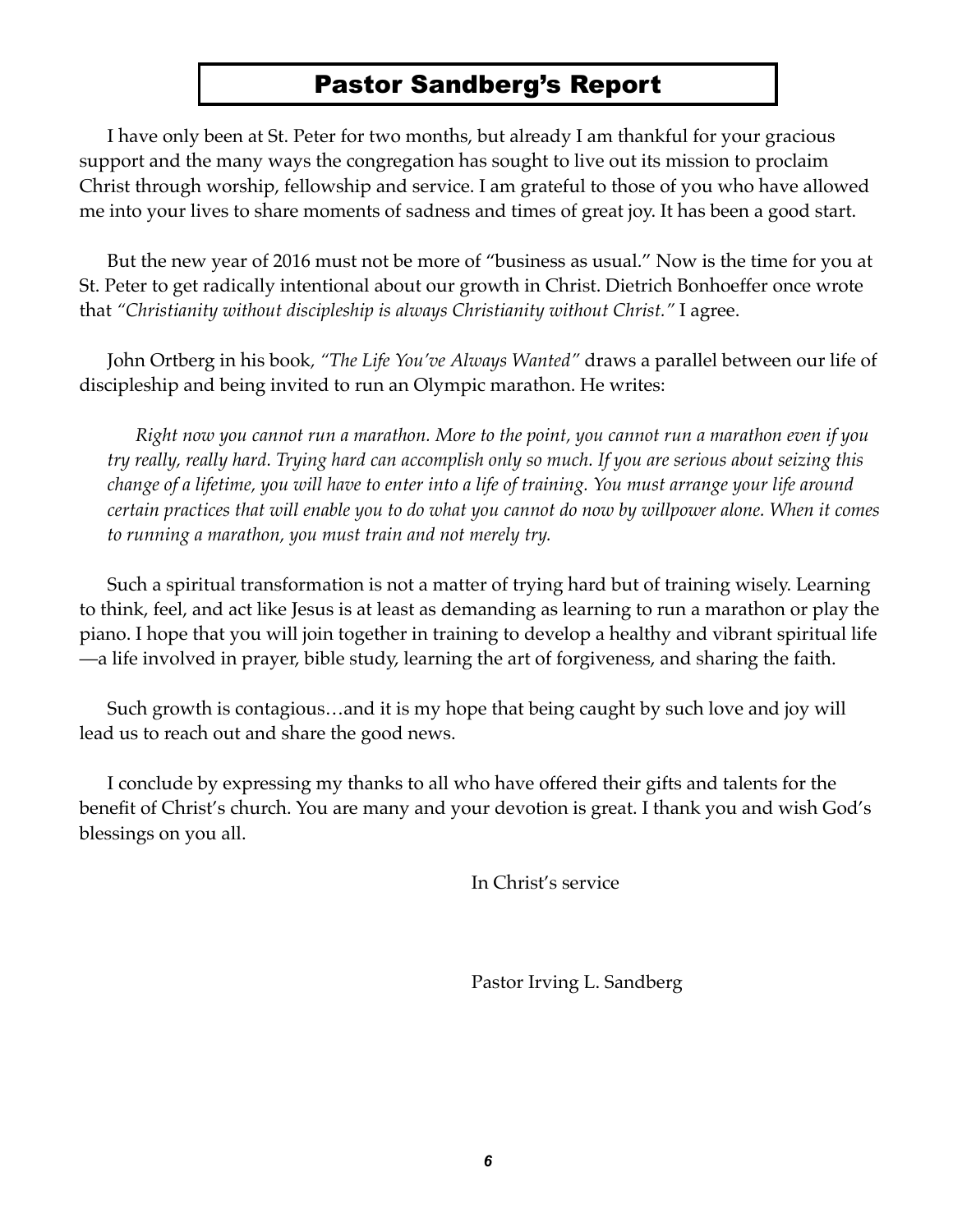# Pastor Sandberg's Report

I have only been at St. Peter for two months, but already I am thankful for your gracious support and the many ways the congregation has sought to live out its mission to proclaim Christ through worship, fellowship and service. I am grateful to those of you who have allowed me into your lives to share moments of sadness and times of great joy. It has been a good start.

But the new year of 2016 must not be more of "business as usual." Now is the time for you at St. Peter to get radically intentional about our growth in Christ. Dietrich Bonhoeffer once wrote that *"Christianity without discipleship is always Christianity without Christ."* I agree.

John Ortberg in his book, *"The Life You've Always Wanted"* draws a parallel between our life of discipleship and being invited to run an Olympic marathon. He writes:

> *Right now you cannot run a marathon. More to the point, you cannot run a marathon even if you try really, really hard. Trying hard can accomplish only so much. If you are serious about seizing this change of a lifetime, you will have to enter into a life of training. You must arrange your life around certain practices that will enable you to do what you cannot do now by willpower alone. When it comes to running a marathon, you must train and not merely try.*

Such a spiritual transformation is not a matter of trying hard but of training wisely. Learning to think, feel, and act like Jesus is at least as demanding as learning to run a marathon or play the piano. I hope that you will join together in training to develop a healthy and vibrant spiritual life —a life involved in prayer, bible study, learning the art of forgiveness, and sharing the faith.

Such growth is contagious…and it is my hope that being caught by such love and joy will lead us to reach out and share the good news.

I conclude by expressing my thanks to all who have offered their gifts and talents for the benefit of Christ's church. You are many and your devotion is great. I thank you and wish God's blessings on you all.

In Christ's service

Pastor Irving L. Sandberg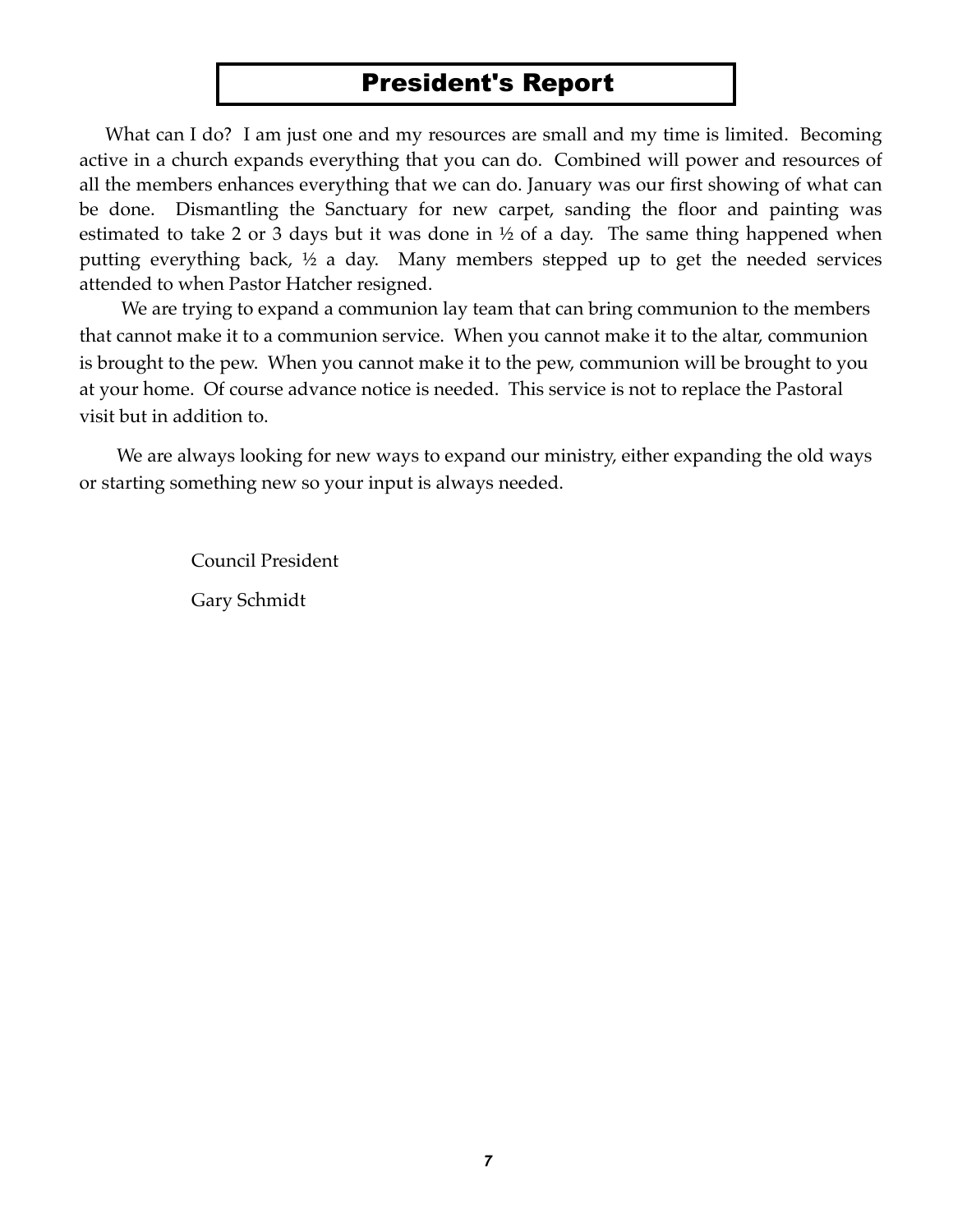# President's Report

What can I do? I am just one and my resources are small and my time is limited. Becoming active in a church expands everything that you can do. Combined will power and resources of all the members enhances everything that we can do. January was our first showing of what can be done. Dismantling the Sanctuary for new carpet, sanding the floor and painting was estimated to take 2 or 3 days but it was done in ½ of a day. The same thing happened when putting everything back, ½ a day. Many members stepped up to get the needed services attended to when Pastor Hatcher resigned.

We are trying to expand a communion lay team that can bring communion to the members that cannot make it to a communion service. When you cannot make it to the altar, communion is brought to the pew. When you cannot make it to the pew, communion will be brought to you at your home. Of course advance notice is needed. This service is not to replace the Pastoral visit but in addition to.

We are always looking for new ways to expand our ministry, either expanding the old ways or starting something new so your input is always needed.

Council President

Gary Schmidt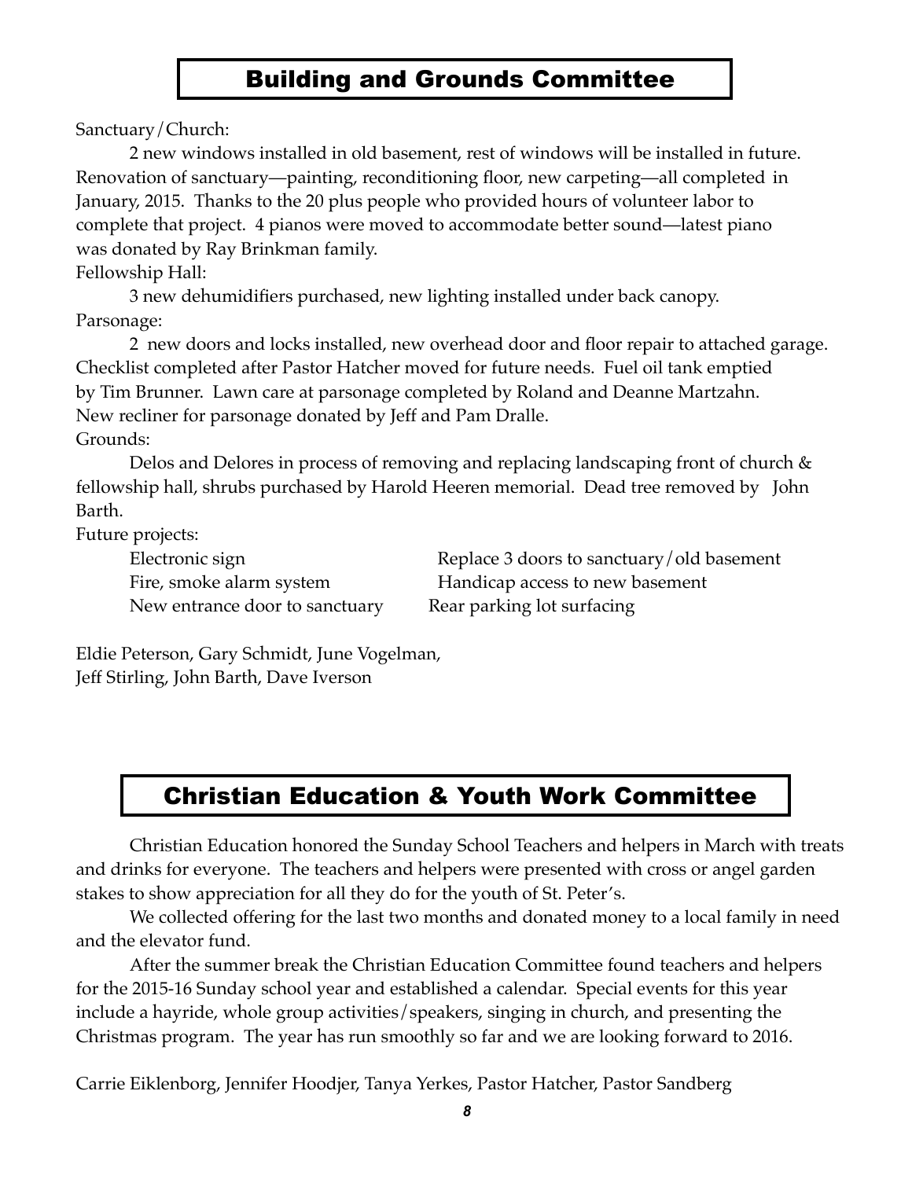## Building and Grounds Committee

Sanctuary/Church:

2 new windows installed in old basement, rest of windows will be installed in future. Renovation of sanctuary—painting, reconditioning floor, new carpeting—all completed in January, 2015. Thanks to the 20 plus people who provided hours of volunteer labor to complete that project. 4 pianos were moved to accommodate better sound—latest piano was donated by Ray Brinkman family.

Fellowship Hall:

3 new dehumidifiers purchased, new lighting installed under back canopy.

Parsonage:

2 new doors and locks installed, new overhead door and floor repair to attached garage. Checklist completed after Pastor Hatcher moved for future needs. Fuel oil tank emptied by Tim Brunner. Lawn care at parsonage completed by Roland and Deanne Martzahn. New recliner for parsonage donated by Jeff and Pam Dralle.

Grounds:

Delos and Delores in process of removing and replacing landscaping front of church & fellowship hall, shrubs purchased by Harold Heeren memorial. Dead tree removed by John Barth.

Future projects:

- Electronic sign
- Fire, smoke alarm system
- New entrance door to sanctuary
- Replace 3 doors to sanctuary/old basement
- Handicap access to new basement
- Rear parking lot surfacing

Eldie Peterson, Gary Schmidt, June Vogelman,
Jeff Stirling, John Barth, Dave Iverson

## Christian Education & Youth Work Committee

Christian Education honored the Sunday School Teachers and helpers in March with treats and drinks for everyone. The teachers and helpers were presented with cross or angel garden stakes to show appreciation for all they do for the youth of St. Peter's.

We collected offering for the last two months and donated money to a local family in need and the elevator fund.

After the summer break the Christian Education Committee found teachers and helpers for the 2015-16 Sunday school year and established a calendar. Special events for this year include a hayride, whole group activities/speakers, singing in church, and presenting the Christmas program. The year has run smoothly so far and we are looking forward to 2016.

Carrie Eiklenborg, Jennifer Hoodjer, Tanya Yerkes, Pastor Hatcher, Pastor Sandberg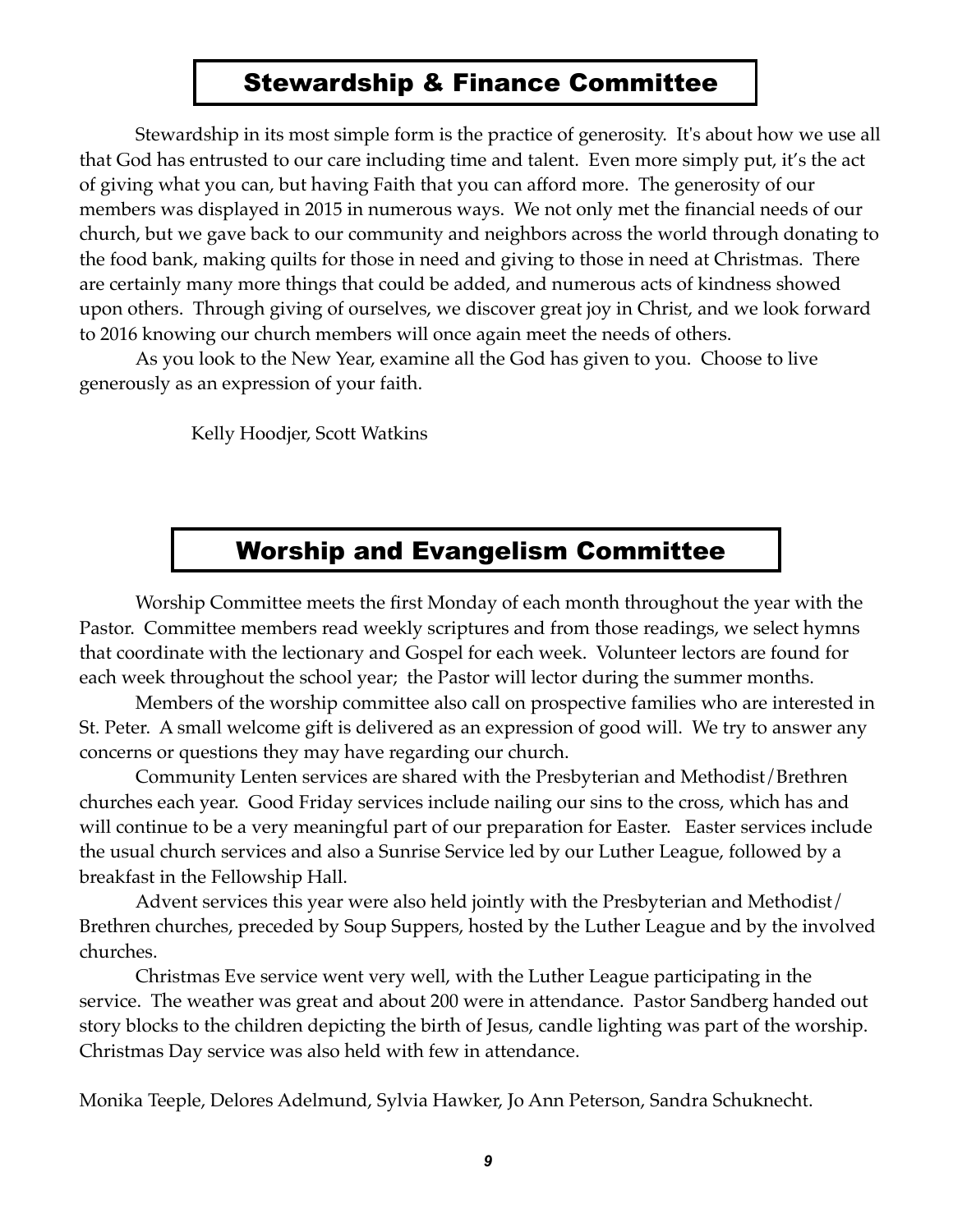## Stewardship & Finance Committee

Stewardship in its most simple form is the practice of generosity. It's about how we use all that God has entrusted to our care including time and talent. Even more simply put, it's the act of giving what you can, but having Faith that you can afford more. The generosity of our members was displayed in 2015 in numerous ways. We not only met the financial needs of our church, but we gave back to our community and neighbors across the world through donating to the food bank, making quilts for those in need and giving to those in need at Christmas. There are certainly many more things that could be added, and numerous acts of kindness showed upon others. Through giving of ourselves, we discover great joy in Christ, and we look forward to 2016 knowing our church members will once again meet the needs of others.

As you look to the New Year, examine all the God has given to you. Choose to live generously as an expression of your faith.

Kelly Hoodjer, Scott Watkins

## Worship and Evangelism Committee

Worship Committee meets the first Monday of each month throughout the year with the Pastor. Committee members read weekly scriptures and from those readings, we select hymns that coordinate with the lectionary and Gospel for each week. Volunteer lectors are found for each week throughout the school year; the Pastor will lector during the summer months.

Members of the worship committee also call on prospective families who are interested in St. Peter. A small welcome gift is delivered as an expression of good will. We try to answer any concerns or questions they may have regarding our church.

Community Lenten services are shared with the Presbyterian and Methodist/Brethren churches each year. Good Friday services include nailing our sins to the cross, which has and will continue to be a very meaningful part of our preparation for Easter. Easter services include the usual church services and also a Sunrise Service led by our Luther League, followed by a breakfast in the Fellowship Hall.

Advent services this year were also held jointly with the Presbyterian and Methodist/ Brethren churches, preceded by Soup Suppers, hosted by the Luther League and by the involved churches.

Christmas Eve service went very well, with the Luther League participating in the service. The weather was great and about 200 were in attendance. Pastor Sandberg handed out story blocks to the children depicting the birth of Jesus, candle lighting was part of the worship. Christmas Day service was also held with few in attendance.

Monika Teeple, Delores Adelmund, Sylvia Hawker, Jo Ann Peterson, Sandra Schuknecht.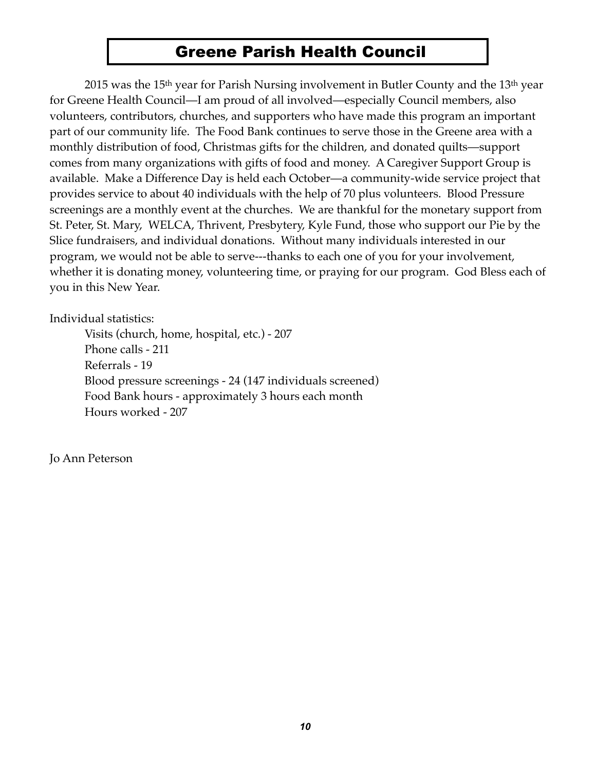# Greene Parish Health Council

2015 was the 15th year for Parish Nursing involvement in Butler County and the 13th year for Greene Health Council—I am proud of all involved—especially Council members, also volunteers, contributors, churches, and supporters who have made this program an important part of our community life. The Food Bank continues to serve those in the Greene area with a monthly distribution of food, Christmas gifts for the children, and donated quilts—support comes from many organizations with gifts of food and money. A Caregiver Support Group is available. Make a Difference Day is held each October—a community-wide service project that provides service to about 40 individuals with the help of 70 plus volunteers. Blood Pressure screenings are a monthly event at the churches. We are thankful for the monetary support from St. Peter, St. Mary, WELCA, Thrivent, Presbytery, Kyle Fund, those who support our Pie by the Slice fundraisers, and individual donations. Without many individuals interested in our program, we would not be able to serve---thanks to each one of you for your involvement, whether it is donating money, volunteering time, or praying for our program. God Bless each of you in this New Year.

Individual statistics:

- Visits (church, home, hospital, etc.) - 207
- Phone calls - 211
- Referrals - 19
- Blood pressure screenings - 24 (147 individuals screened)
- Food Bank hours - approximately 3 hours each month
- Hours worked - 207

Jo Ann Peterson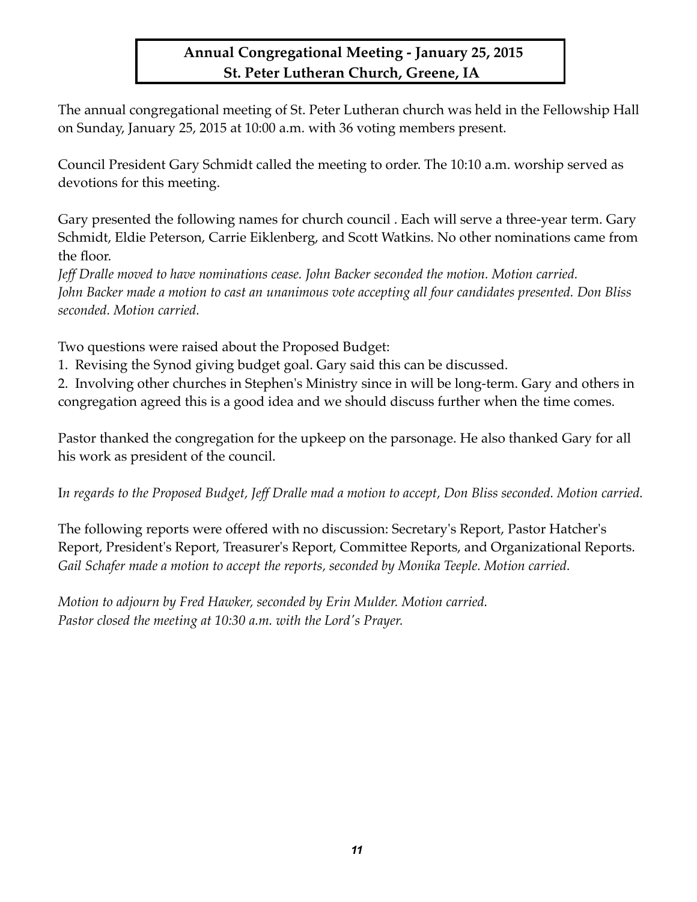# Annual Congregational Meeting - January 25, 2015
# St. Peter Lutheran Church, Greene, IA

The annual congregational meeting of St. Peter Lutheran church was held in the Fellowship Hall on Sunday, January 25, 2015 at 10:00 a.m. with 36 voting members present.

Council President Gary Schmidt called the meeting to order. The 10:10 a.m. worship served as devotions for this meeting.

Gary presented the following names for church council . Each will serve a three-year term. Gary Schmidt, Eldie Peterson, Carrie Eiklenberg, and Scott Watkins. No other nominations came from the floor.
*Jeff Dralle moved to have nominations cease. John Backer seconded the motion. Motion carried.*
*John Backer made a motion to cast an unanimous vote accepting all four candidates presented. Don Bliss seconded. Motion carried.*

Two questions were raised about the Proposed Budget:
1. Revising the Synod giving budget goal. Gary said this can be discussed.
2. Involving other churches in Stephen's Ministry since in will be long-term. Gary and others in congregation agreed this is a good idea and we should discuss further when the time comes.

Pastor thanked the congregation for the upkeep on the parsonage. He also thanked Gary for all his work as president of the council.

I*n regards to the Proposed Budget, Jeff Dralle mad a motion to accept, Don Bliss seconded. Motion carried.*

The following reports were offered with no discussion: Secretary's Report, Pastor Hatcher's Report, President's Report, Treasurer's Report, Committee Reports, and Organizational Reports.
*Gail Schafer made a motion to accept the reports, seconded by Monika Teeple. Motion carried.*

*Motion to adjourn by Fred Hawker, seconded by Erin Mulder. Motion carried.*
*Pastor closed the meeting at 10:30 a.m. with the Lord's Prayer.*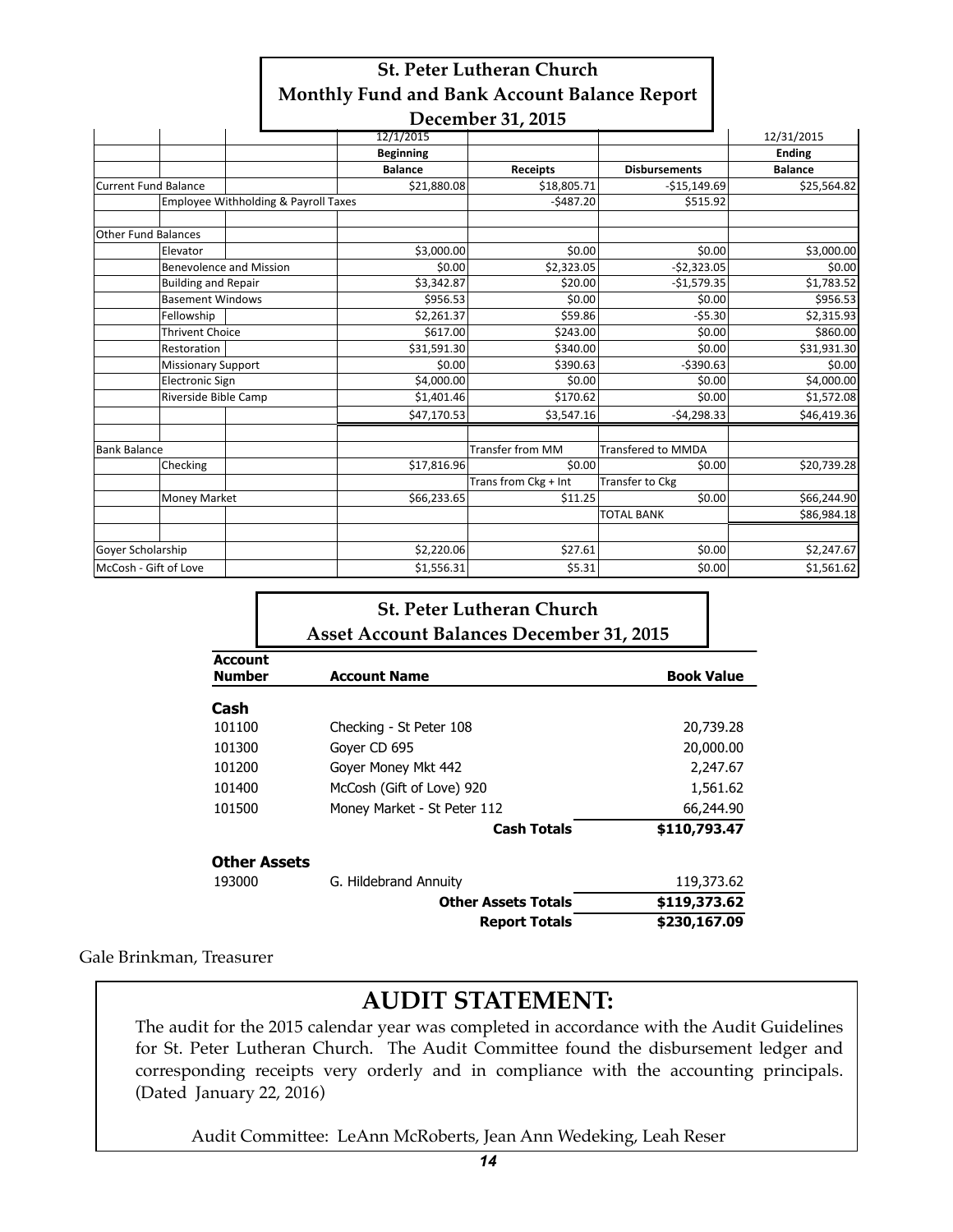# St. Peter Lutheran Church
## Monthly Fund and Bank Account Balance Report
## December 31, 2015

| | 12/1/2015 | | | 12/31/2015 |
|---|---|---|---|---|
| | **Beginning** | | | **Ending** |
| | **Balance** | **Receipts** | **Disbursements** | **Balance** |
| Current Fund Balance | $21,880.08 | $18,805.71 | -$15,149.69 | $25,564.82 |
| Employee Withholding & Payroll Taxes | | -$487.20 | $515.92 | |
| | | | | |
| Other Fund Balances | | | | |
| Elevator | $3,000.00 | $0.00 | $0.00 | $3,000.00 |
| Benevolence and Mission | $0.00 | $2,323.05 | -$2,323.05 | $0.00 |
| Building and Repair | $3,342.87 | $20.00 | -$1,579.35 | $1,783.52 |
| Basement Windows | $956.53 | $0.00 | $0.00 | $956.53 |
| Fellowship | $2,261.37 | $59.86 | -$5.30 | $2,315.93 |
| Thrivent Choice | $617.00 | $243.00 | $0.00 | $860.00 |
| Restoration | $31,591.30 | $340.00 | $0.00 | $31,931.30 |
| Missionary Support | $0.00 | $390.63 | -$390.63 | $0.00 |
| Electronic Sign | $4,000.00 | $0.00 | $0.00 | $4,000.00 |
| Riverside Bible Camp | $1,401.46 | $170.62 | $0.00 | $1,572.08 |
| | $47,170.53 | $3,547.16 | -$4,298.33 | $46,419.36 |
| | | | | |
| Bank Balance | | Transfer from MM | Transfered to MMDA | |
| Checking | $17,816.96 | $0.00 | $0.00 | $20,739.28 |
| | | Trans from Ckg + Int | Transfer to Ckg | |
| Money Market | $66,233.65 | $11.25 | $0.00 | $66,244.90 |
| | | | TOTAL BANK | $86,984.18 |
| | | | | |
| Goyer Scholarship | $2,220.06 | $27.61 | $0.00 | $2,247.67 |
| McCosh - Gift of Love | $1,556.31 | $5.31 | $0.00 | $1,561.62 |

# St. Peter Lutheran Church
## Asset Account Balances December 31, 2015

| Account Number | Account Name | Book Value |
|---|---|---|
| **Cash** | | |
| 101100 | Checking - St Peter 108 | 20,739.28 |
| 101300 | Goyer CD 695 | 20,000.00 |
| 101200 | Goyer Money Mkt 442 | 2,247.67 |
| 101400 | McCosh (Gift of Love) 920 | 1,561.62 |
| 101500 | Money Market - St Peter 112 | 66,244.90 |
| | **Cash Totals** | **$110,793.47** |
| **Other Assets** | | |
| 193000 | G. Hildebrand Annuity | 119,373.62 |
| | **Other Assets Totals** | **$119,373.62** |
| | **Report Totals** | **$230,167.09** |

Gale Brinkman, Treasurer

## AUDIT STATEMENT:

The audit for the 2015 calendar year was completed in accordance with the Audit Guidelines for St. Peter Lutheran Church. The Audit Committee found the disbursement ledger and corresponding receipts very orderly and in compliance with the accounting principals. (Dated January 22, 2016)

Audit Committee: LeAnn McRoberts, Jean Ann Wedeking, Leah Reser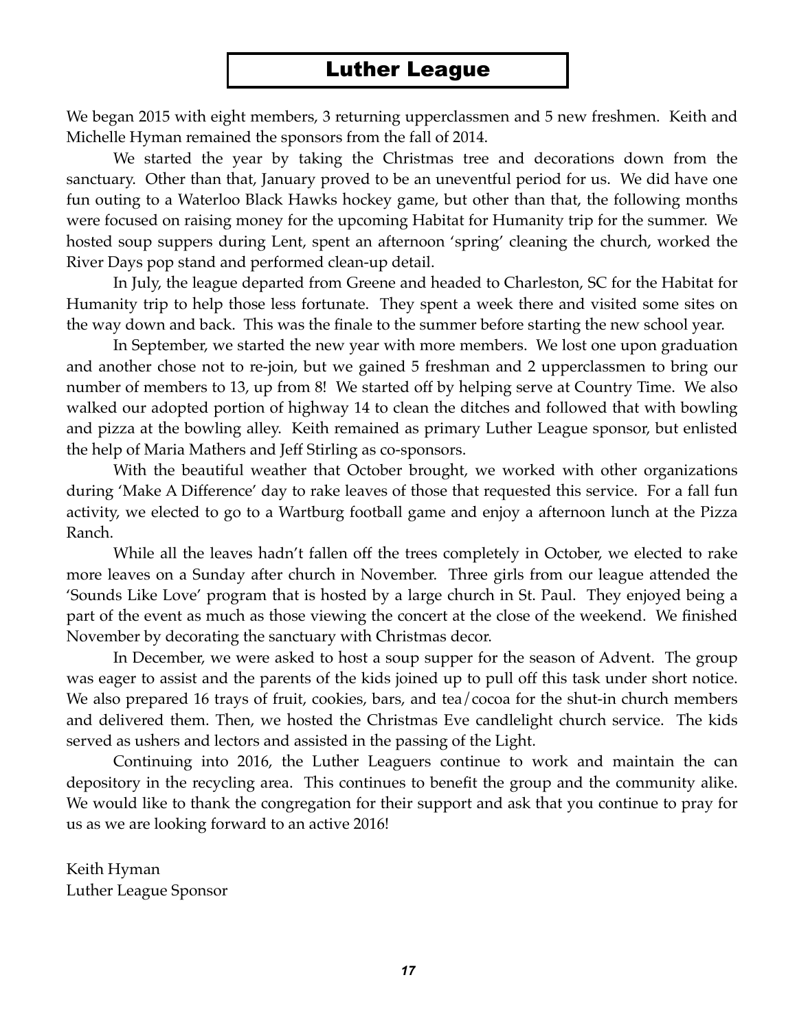# Luther League

We began 2015 with eight members, 3 returning upperclassmen and 5 new freshmen. Keith and Michelle Hyman remained the sponsors from the fall of 2014.

We started the year by taking the Christmas tree and decorations down from the sanctuary. Other than that, January proved to be an uneventful period for us. We did have one fun outing to a Waterloo Black Hawks hockey game, but other than that, the following months were focused on raising money for the upcoming Habitat for Humanity trip for the summer. We hosted soup suppers during Lent, spent an afternoon 'spring' cleaning the church, worked the River Days pop stand and performed clean-up detail.

In July, the league departed from Greene and headed to Charleston, SC for the Habitat for Humanity trip to help those less fortunate. They spent a week there and visited some sites on the way down and back. This was the finale to the summer before starting the new school year.

In September, we started the new year with more members. We lost one upon graduation and another chose not to re-join, but we gained 5 freshman and 2 upperclassmen to bring our number of members to 13, up from 8! We started off by helping serve at Country Time. We also walked our adopted portion of highway 14 to clean the ditches and followed that with bowling and pizza at the bowling alley. Keith remained as primary Luther League sponsor, but enlisted the help of Maria Mathers and Jeff Stirling as co-sponsors.

With the beautiful weather that October brought, we worked with other organizations during 'Make A Difference' day to rake leaves of those that requested this service. For a fall fun activity, we elected to go to a Wartburg football game and enjoy a afternoon lunch at the Pizza Ranch.

While all the leaves hadn't fallen off the trees completely in October, we elected to rake more leaves on a Sunday after church in November. Three girls from our league attended the 'Sounds Like Love' program that is hosted by a large church in St. Paul. They enjoyed being a part of the event as much as those viewing the concert at the close of the weekend. We finished November by decorating the sanctuary with Christmas decor.

In December, we were asked to host a soup supper for the season of Advent. The group was eager to assist and the parents of the kids joined up to pull off this task under short notice. We also prepared 16 trays of fruit, cookies, bars, and tea/cocoa for the shut-in church members and delivered them. Then, we hosted the Christmas Eve candlelight church service. The kids served as ushers and lectors and assisted in the passing of the Light.

Continuing into 2016, the Luther Leaguers continue to work and maintain the can depository in the recycling area. This continues to benefit the group and the community alike. We would like to thank the congregation for their support and ask that you continue to pray for us as we are looking forward to an active 2016!

Keith Hyman
Luther League Sponsor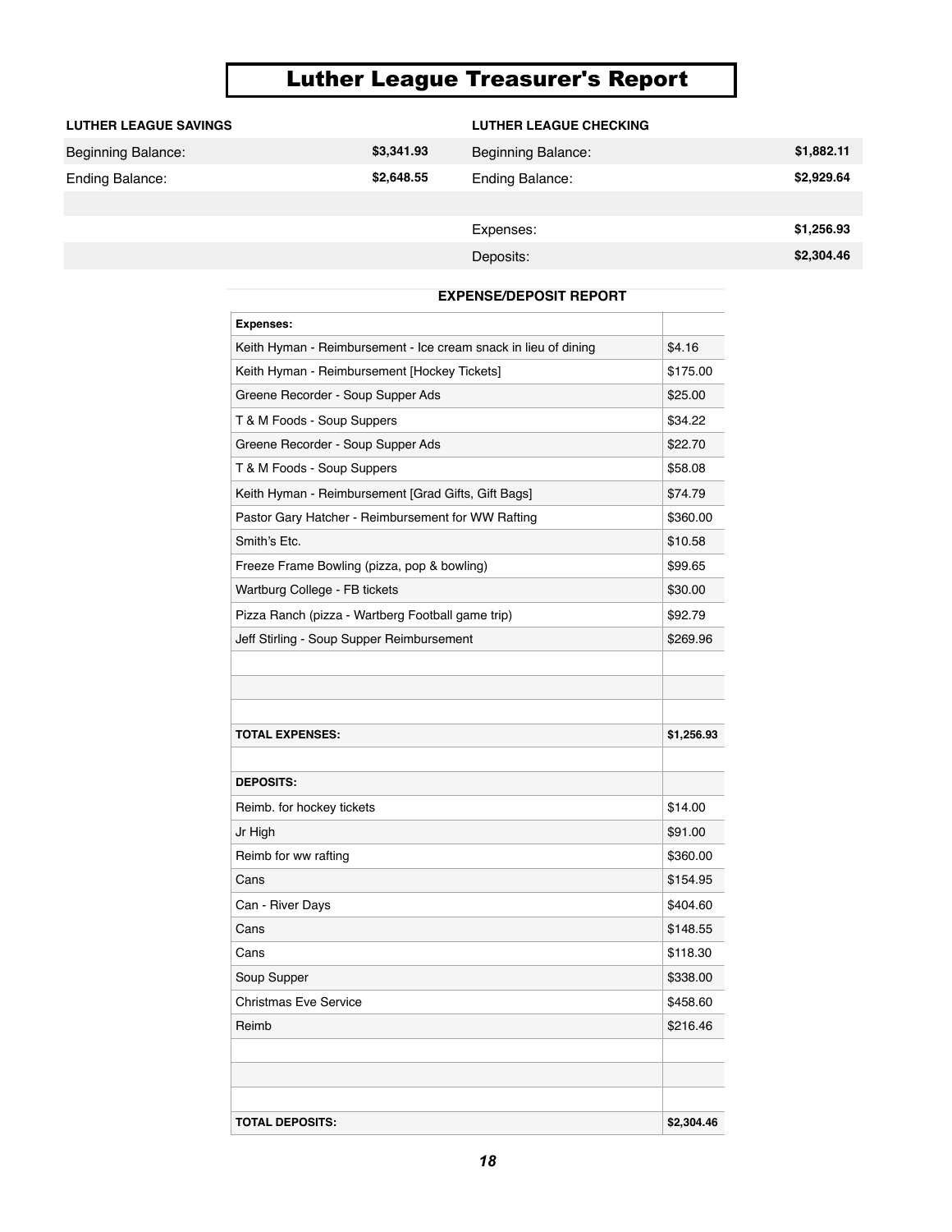# Luther League Treasurer's Report

| LUTHER LEAGUE SAVINGS | | LUTHER LEAGUE CHECKING | |
|---|---|---|---|
| Beginning Balance: | $3,341.93 | Beginning Balance: | $1,882.11 |
| Ending Balance: | $2,648.55 | Ending Balance: | $2,929.64 |
| | | | |
| | | Expenses: | $1,256.93 |
| | | Deposits: | $2,304.46 |

### EXPENSE/DEPOSIT REPORT

| **Expenses:** | |
|---|---|
| Keith Hyman - Reimbursement - Ice cream snack in lieu of dining | $4.16 |
| Keith Hyman - Reimbursement [Hockey Tickets] | $175.00 |
| Greene Recorder - Soup Supper Ads | $25.00 |
| T & M Foods - Soup Suppers | $34.22 |
| Greene Recorder - Soup Supper Ads | $22.70 |
| T & M Foods - Soup Suppers | $58.08 |
| Keith Hyman - Reimbursement [Grad Gifts, Gift Bags] | $74.79 |
| Pastor Gary Hatcher - Reimbursement for WW Rafting | $360.00 |
| Smith's Etc. | $10.58 |
| Freeze Frame Bowling (pizza, pop & bowling) | $99.65 |
| Wartburg College - FB tickets | $30.00 |
| Pizza Ranch (pizza - Wartberg Football game trip) | $92.79 |
| Jeff Stirling - Soup Supper Reimbursement | $269.96 |
| | |
| | |
| | |
| **TOTAL EXPENSES:** | **$1,256.93** |
| | |
| **DEPOSITS:** | |
| Reimb. for hockey tickets | $14.00 |
| Jr High | $91.00 |
| Reimb for ww rafting | $360.00 |
| Cans | $154.95 |
| Can - River Days | $404.60 |
| Cans | $148.55 |
| Cans | $118.30 |
| Soup Supper | $338.00 |
| Christmas Eve Service | $458.60 |
| Reimb | $216.46 |
| | |
| | |
| | |
| **TOTAL DEPOSITS:** | **$2,304.46** |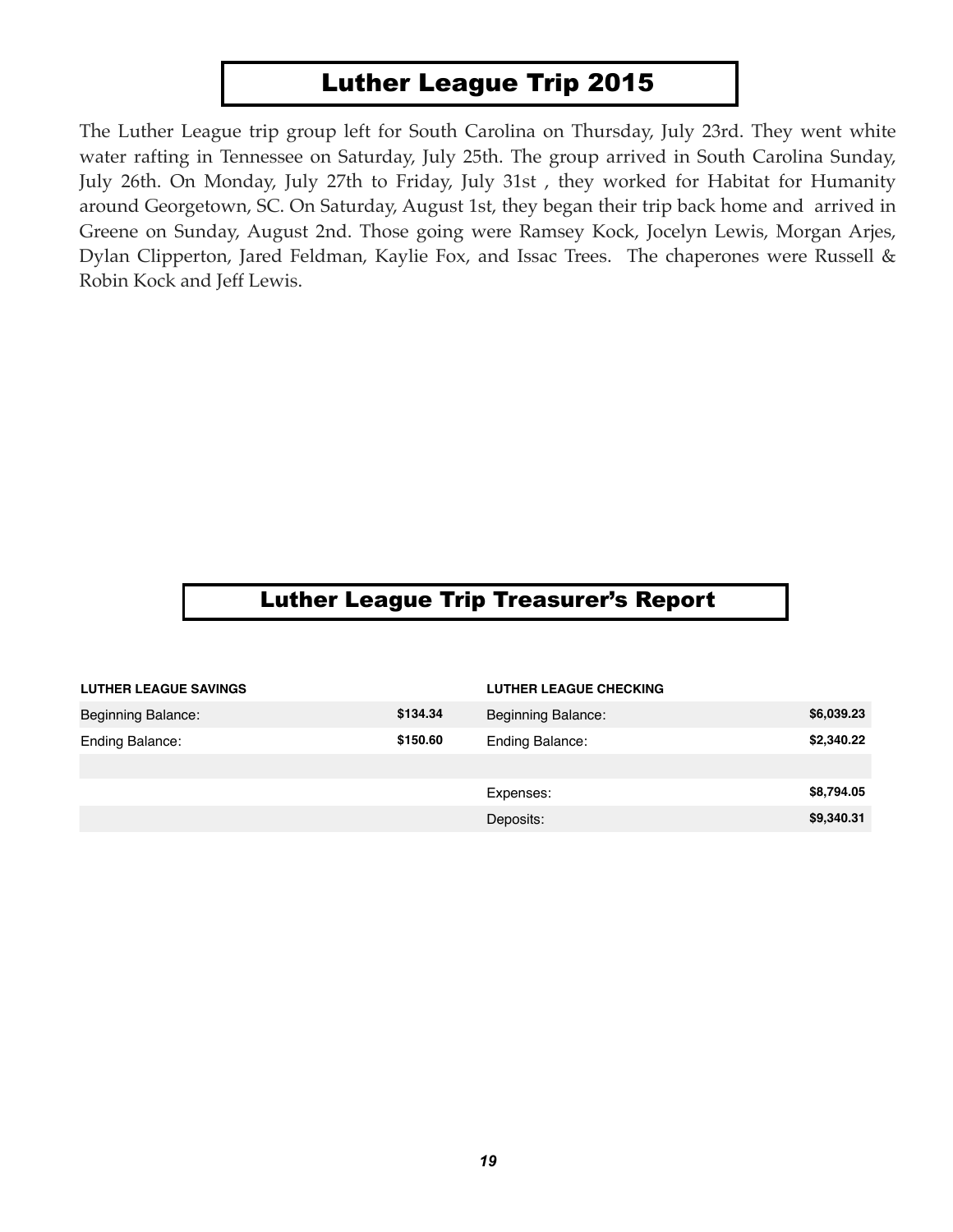# Luther League Trip 2015

The Luther League trip group left for South Carolina on Thursday, July 23rd. They went white water rafting in Tennessee on Saturday, July 25th. The group arrived in South Carolina Sunday, July 26th. On Monday, July 27th to Friday, July 31st , they worked for Habitat for Humanity around Georgetown, SC. On Saturday, August 1st, they began their trip back home and arrived in Greene on Sunday, August 2nd. Those going were Ramsey Kock, Jocelyn Lewis, Morgan Arjes, Dylan Clipperton, Jared Feldman, Kaylie Fox, and Issac Trees. The chaperones were Russell & Robin Kock and Jeff Lewis.

# Luther League Trip Treasurer's Report

| **LUTHER LEAGUE SAVINGS** | | **LUTHER LEAGUE CHECKING** | |
|---|---|---|---|
| Beginning Balance: | **$134.34** | Beginning Balance: | **$6,039.23** |
| Ending Balance: | **$150.60** | Ending Balance: | **$2,340.22** |
| | | | |
| | | Expenses: | **$8,794.05** |
| | | Deposits: | **$9,340.31** |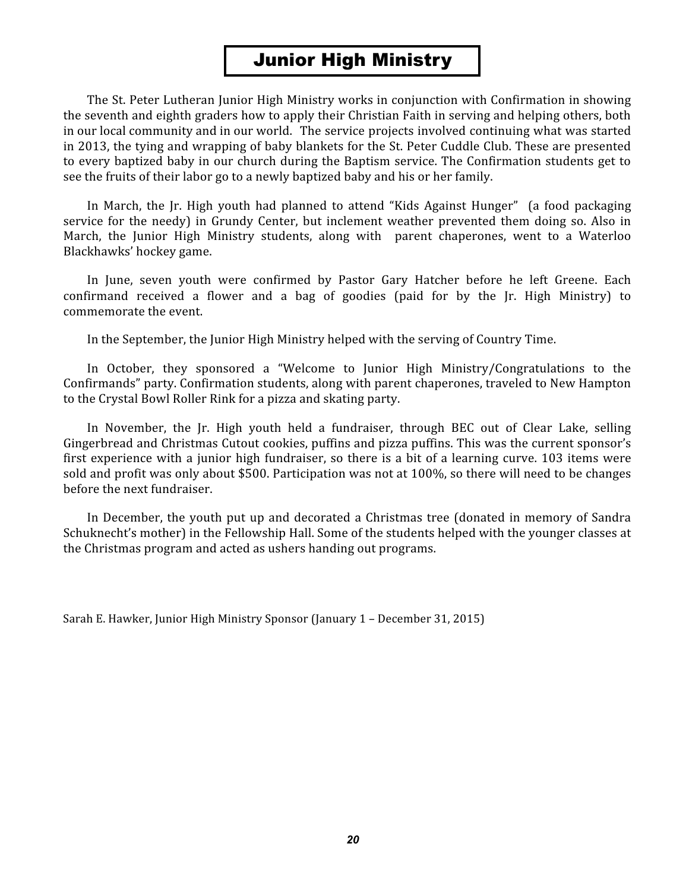# Junior High Ministry

The St. Peter Lutheran Junior High Ministry works in conjunction with Confirmation in showing the seventh and eighth graders how to apply their Christian Faith in serving and helping others, both in our local community and in our world. The service projects involved continuing what was started in 2013, the tying and wrapping of baby blankets for the St. Peter Cuddle Club. These are presented to every baptized baby in our church during the Baptism service. The Confirmation students get to see the fruits of their labor go to a newly baptized baby and his or her family.

In March, the Jr. High youth had planned to attend "Kids Against Hunger" (a food packaging service for the needy) in Grundy Center, but inclement weather prevented them doing so. Also in March, the Junior High Ministry students, along with parent chaperones, went to a Waterloo Blackhawks' hockey game.

In June, seven youth were confirmed by Pastor Gary Hatcher before he left Greene. Each confirmand received a flower and a bag of goodies (paid for by the Jr. High Ministry) to commemorate the event.

In the September, the Junior High Ministry helped with the serving of Country Time.

In October, they sponsored a "Welcome to Junior High Ministry/Congratulations to the Confirmands" party. Confirmation students, along with parent chaperones, traveled to New Hampton to the Crystal Bowl Roller Rink for a pizza and skating party.

In November, the Jr. High youth held a fundraiser, through BEC out of Clear Lake, selling Gingerbread and Christmas Cutout cookies, puffins and pizza puffins. This was the current sponsor's first experience with a junior high fundraiser, so there is a bit of a learning curve. 103 items were sold and profit was only about $500. Participation was not at 100%, so there will need to be changes before the next fundraiser.

In December, the youth put up and decorated a Christmas tree (donated in memory of Sandra Schuknecht's mother) in the Fellowship Hall. Some of the students helped with the younger classes at the Christmas program and acted as ushers handing out programs.

Sarah E. Hawker, Junior High Ministry Sponsor (January 1 – December 31, 2015)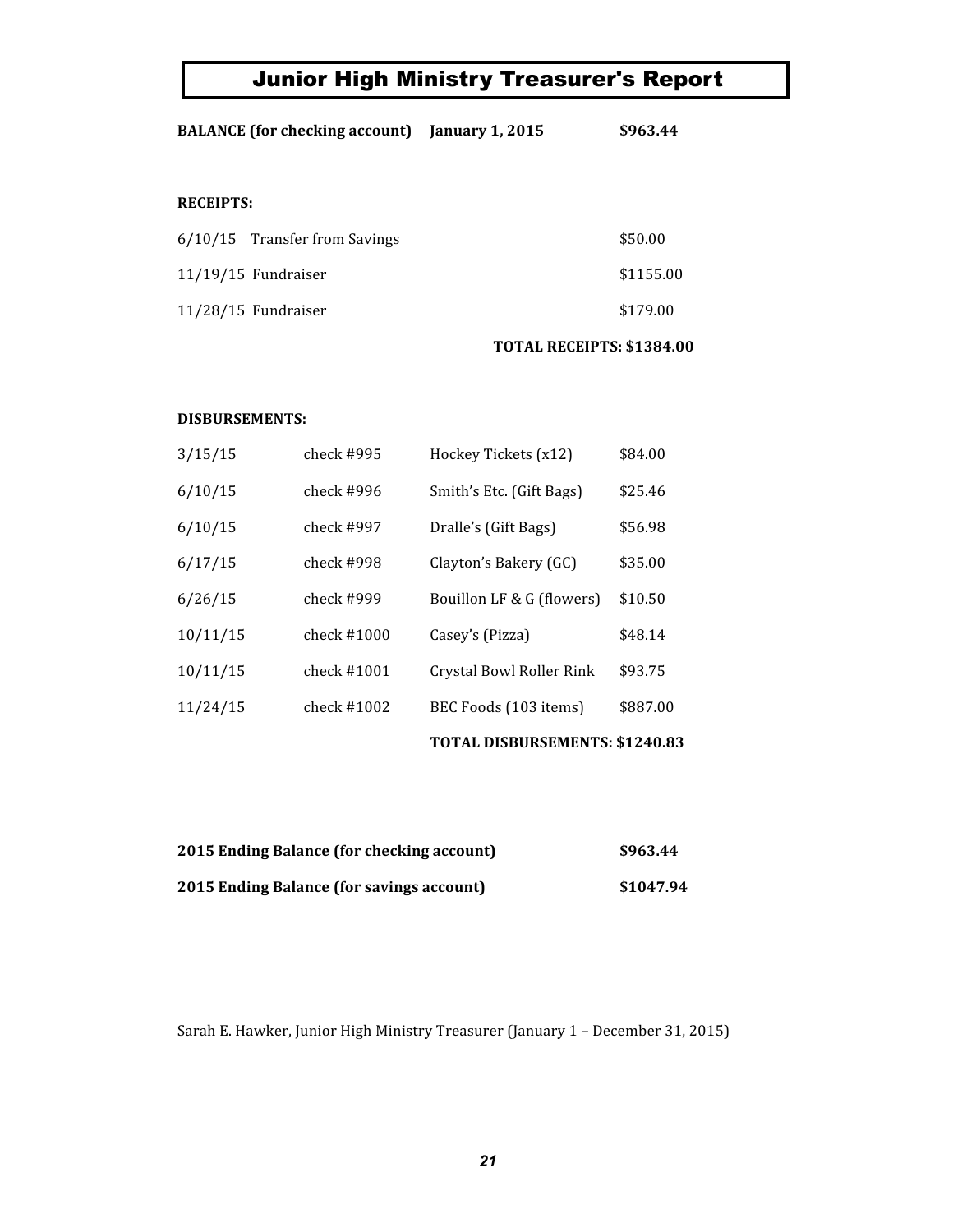# Junior High Ministry Treasurer's Report

**BALANCE (for checking account)** **January 1, 2015** **$963.44**

**RECEIPTS:**

| Date | Description | Amount |
|---|---|---|
| 6/10/15 | Transfer from Savings | $50.00 |
| 11/19/15 | Fundraiser | $1155.00 |
| 11/28/15 | Fundraiser | $179.00 |
| | **TOTAL RECEIPTS:** | **$1384.00** |

**DISBURSEMENTS:**

| Date | Check | Payee | Amount |
|---|---|---|---|
| 3/15/15 | check #995 | Hockey Tickets (x12) | $84.00 |
| 6/10/15 | check #996 | Smith's Etc. (Gift Bags) | $25.46 |
| 6/10/15 | check #997 | Dralle's (Gift Bags) | $56.98 |
| 6/17/15 | check #998 | Clayton's Bakery (GC) | $35.00 |
| 6/26/15 | check #999 | Bouillon LF & G (flowers) | $10.50 |
| 10/11/15 | check #1000 | Casey's (Pizza) | $48.14 |
| 10/11/15 | check #1001 | Crystal Bowl Roller Rink | $93.75 |
| 11/24/15 | check #1002 | BEC Foods (103 items) | $887.00 |
| | | **TOTAL DISBURSEMENTS:** | **$1240.83** |

**2015 Ending Balance (for checking account)** **$963.44**

**2015 Ending Balance (for savings account)** **$1047.94**

Sarah E. Hawker, Junior High Ministry Treasurer (January 1 – December 31, 2015)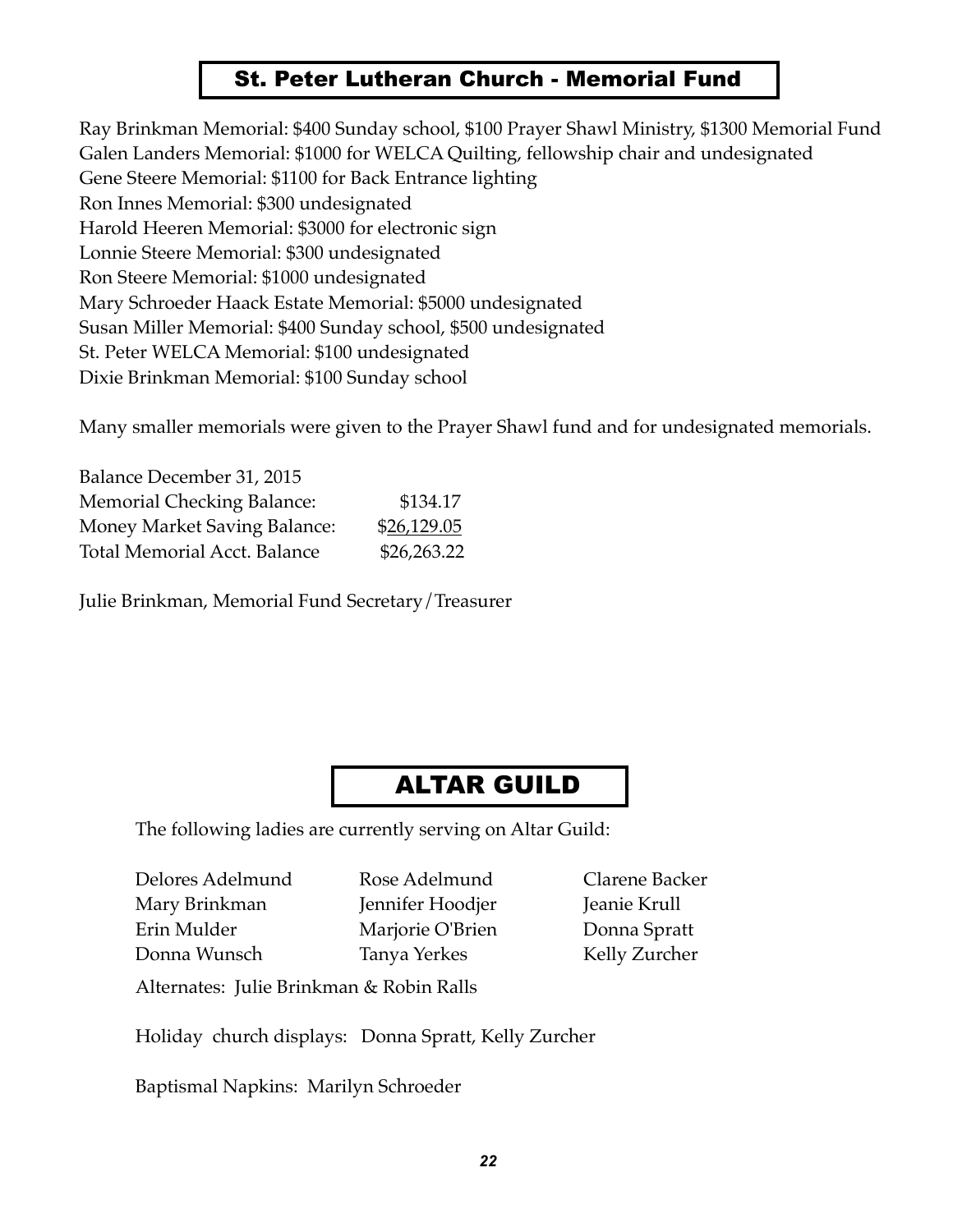## St. Peter Lutheran Church - Memorial Fund

Ray Brinkman Memorial: $400 Sunday school, $100 Prayer Shawl Ministry, $1300 Memorial Fund
Galen Landers Memorial: $1000 for WELCA Quilting, fellowship chair and undesignated
Gene Steere Memorial: $1100 for Back Entrance lighting
Ron Innes Memorial: $300 undesignated
Harold Heeren Memorial: $3000 for electronic sign
Lonnie Steere Memorial: $300 undesignated
Ron Steere Memorial: $1000 undesignated
Mary Schroeder Haack Estate Memorial: $5000 undesignated
Susan Miller Memorial: $400 Sunday school, $500 undesignated
St. Peter WELCA Memorial: $100 undesignated
Dixie Brinkman Memorial: $100 Sunday school

Many smaller memorials were given to the Prayer Shawl fund and for undesignated memorials.

| Balance December 31, 2015 | |
|---|---|
| Memorial Checking Balance: | $134.17 |
| Money Market Saving Balance: | $26,129.05 |
| Total Memorial Acct. Balance | $26,263.22 |

Julie Brinkman, Memorial Fund Secretary/Treasurer

## ALTAR GUILD

The following ladies are currently serving on Altar Guild:

| | | |
|---|---|---|
| Delores Adelmund | Rose Adelmund | Clarene Backer |
| Mary Brinkman | Jennifer Hoodjer | Jeanie Krull |
| Erin Mulder | Marjorie O'Brien | Donna Spratt |
| Donna Wunsch | Tanya Yerkes | Kelly Zurcher |

Alternates: Julie Brinkman & Robin Ralls

Holiday church displays: Donna Spratt, Kelly Zurcher

Baptismal Napkins: Marilyn Schroeder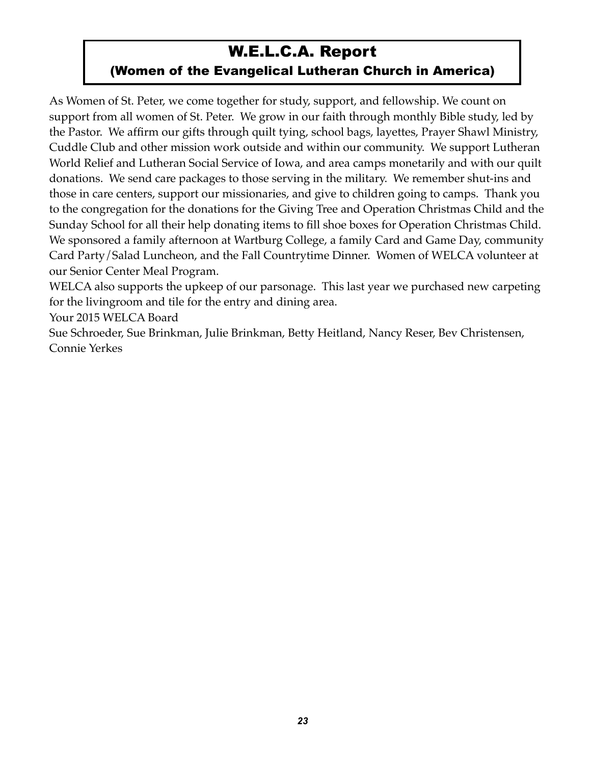# W.E.L.C.A. Report
## (Women of the Evangelical Lutheran Church in America)

As Women of St. Peter, we come together for study, support, and fellowship. We count on support from all women of St. Peter. We grow in our faith through monthly Bible study, led by the Pastor. We affirm our gifts through quilt tying, school bags, layettes, Prayer Shawl Ministry, Cuddle Club and other mission work outside and within our community. We support Lutheran World Relief and Lutheran Social Service of Iowa, and area camps monetarily and with our quilt donations. We send care packages to those serving in the military. We remember shut-ins and those in care centers, support our missionaries, and give to children going to camps. Thank you to the congregation for the donations for the Giving Tree and Operation Christmas Child and the Sunday School for all their help donating items to fill shoe boxes for Operation Christmas Child. We sponsored a family afternoon at Wartburg College, a family Card and Game Day, community Card Party/Salad Luncheon, and the Fall Countrytime Dinner. Women of WELCA volunteer at our Senior Center Meal Program.

WELCA also supports the upkeep of our parsonage. This last year we purchased new carpeting for the livingroom and tile for the entry and dining area.

Your 2015 WELCA Board

Sue Schroeder, Sue Brinkman, Julie Brinkman, Betty Heitland, Nancy Reser, Bev Christensen, Connie Yerkes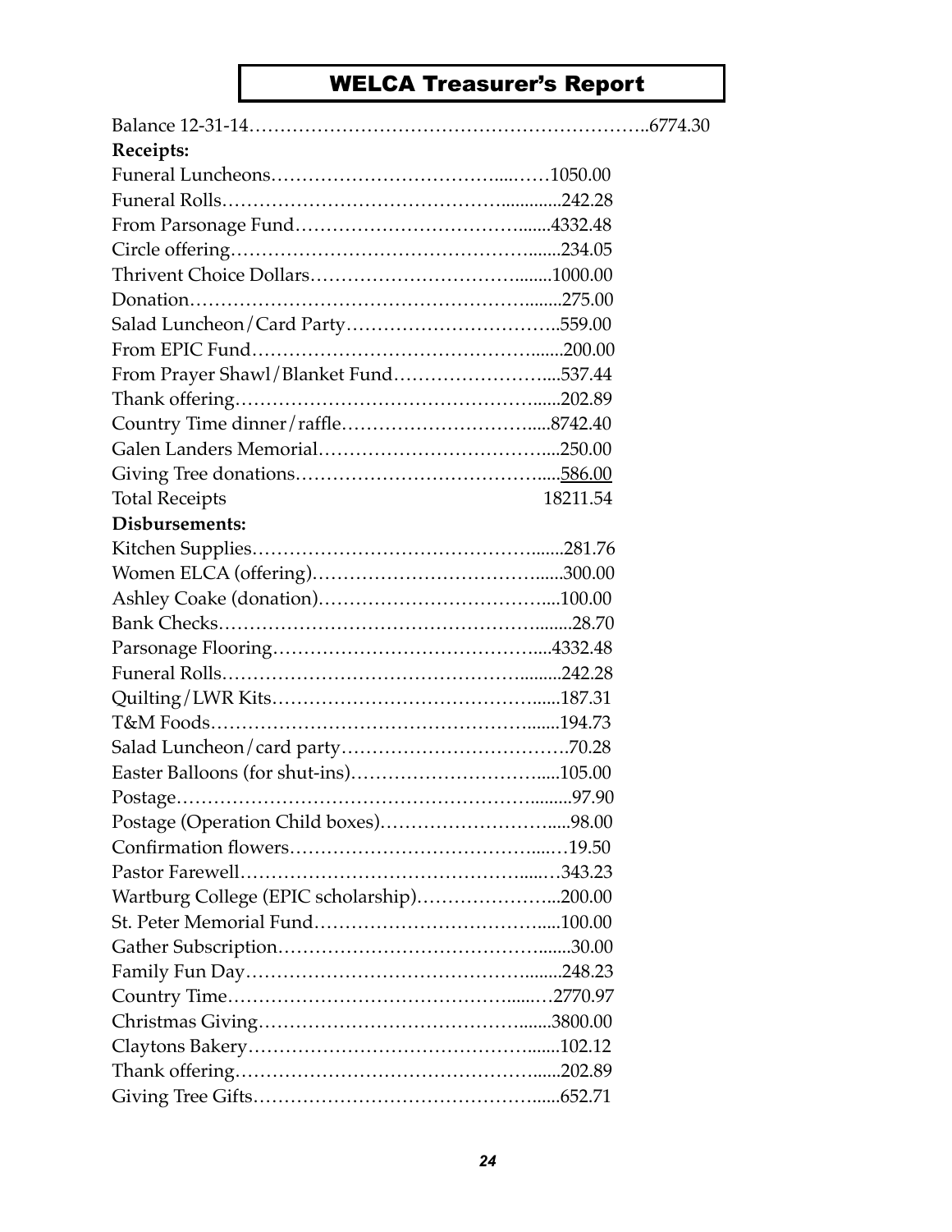# WELCA Treasurer's Report

Balance 12-31-14……………………………………………………..6774.30

**Receipts:**

| | | |
|---|---|---|
| Funeral Luncheons | 1050.00 | |
| Funeral Rolls | 242.28 | |
| From Parsonage Fund | 4332.48 | |
| Circle offering | 234.05 | |
| Thrivent Choice Dollars | 1000.00 | |
| Donation | 275.00 | |
| Salad Luncheon/Card Party | 559.00 | |
| From EPIC Fund | 200.00 | |
| From Prayer Shawl/Blanket Fund | 537.44 | |
| Thank offering | 202.89 | |
| Country Time dinner/raffle | 8742.40 | |
| Galen Landers Memorial | 250.00 | |
| Giving Tree donations | 586.00 | |
| Total Receipts | 18211.54 | |

**Disbursements:**

| | |
|---|---|
| Kitchen Supplies | 281.76 |
| Women ELCA (offering) | 300.00 |
| Ashley Coake (donation) | 100.00 |
| Bank Checks | 28.70 |
| Parsonage Flooring | 4332.48 |
| Funeral Rolls | 242.28 |
| Quilting/LWR Kits | 187.31 |
| T&M Foods | 194.73 |
| Salad Luncheon/card party | 70.28 |
| Easter Balloons (for shut-ins) | 105.00 |
| Postage | 97.90 |
| Postage (Operation Child boxes) | 98.00 |
| Confirmation flowers | 19.50 |
| Pastor Farewell | 343.23 |
| Wartburg College (EPIC scholarship) | 200.00 |
| St. Peter Memorial Fund | 100.00 |
| Gather Subscription | 30.00 |
| Family Fun Day | 248.23 |
| Country Time | 2770.97 |
| Christmas Giving | 3800.00 |
| Claytons Bakery | 102.12 |
| Thank offering | 202.89 |
| Giving Tree Gifts | 652.71 |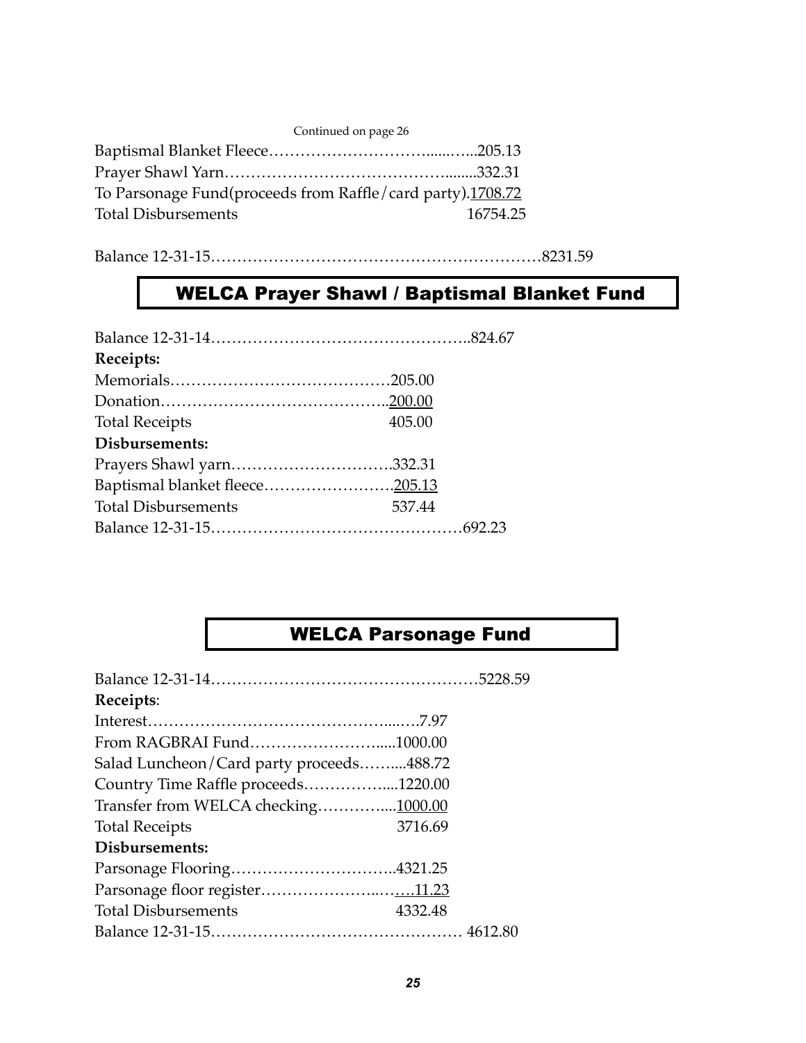Continued on page 26

Baptismal Blanket Fleece…………………………......…...205.13
Prayer Shawl Yarn…………………………………........332.31
To Parsonage Fund(proceeds from Raffle/card party).1708.72
Total Disbursements 16754.25

Balance 12-31-15……………………………………………………8231.59

## WELCA Prayer Shawl / Baptismal Blanket Fund

Balance 12-31-14…………………………………………..824.67

**Receipts:**

Memorials……………………………………205.00
Donation……………………………………..200.00
Total Receipts 405.00

**Disbursements:**

Prayers Shawl yarn…………………………..332.31
Baptismal blanket fleece…………………….205.13
Total Disbursements 537.44
Balance 12-31-15…………………………………………692.23

## WELCA Parsonage Fund

Balance 12-31-14……………………………………………5228.59

**Receipts**:

Interest……………………………………......…7.97
From RAGBRAI Fund……………………......1000.00
Salad Luncheon/Card party proceeds……....488.72
Country Time Raffle proceeds…………….....1220.00
Transfer from WELCA checking…………....1000.00
Total Receipts 3716.69

**Disbursements:**

Parsonage Flooring…………………………..4321.25
Parsonage floor register…………………..…….11.23
Total Disbursements 4332.48
Balance 12-31-15………………………………………… 4612.80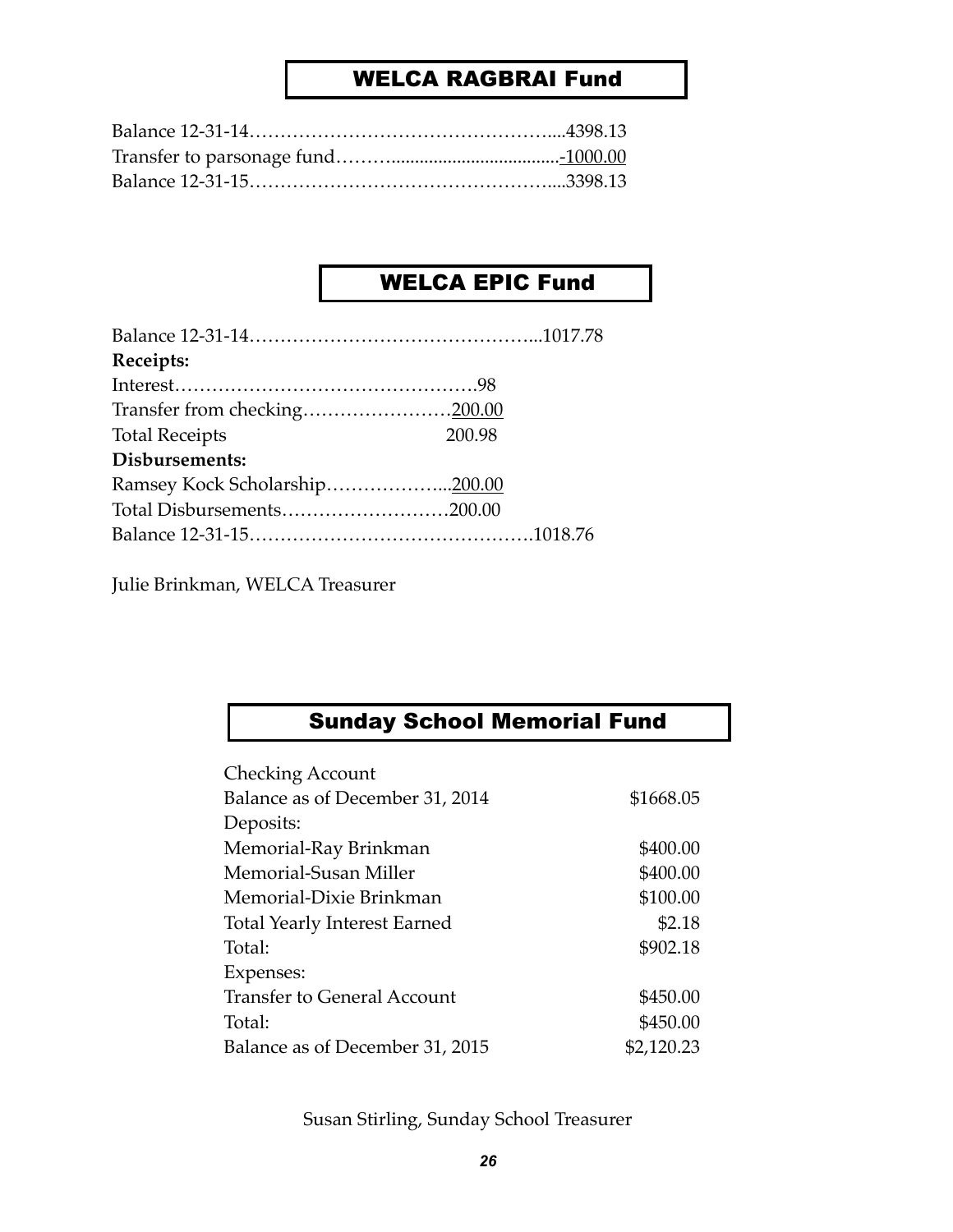## WELCA RAGBRAI Fund

Balance 12-31-14……………………………………………....4398.13
Transfer to parsonage fund………....................................-1000.00
Balance 12-31-15……………………………………………....3398.13

## WELCA EPIC Fund

Balance 12-31-14………………………………………...1017.78

**Receipts:**

Interest………………………………………….98
Transfer from checking……………………200.00
Total Receipts 200.98

**Disbursements:**

Ramsey Kock Scholarship………………...200.00
Total Disbursements………………………200.00
Balance 12-31-15……………………………………….1018.76

Julie Brinkman, WELCA Treasurer

## Sunday School Memorial Fund

| Checking Account | |
|---|---|
| Balance as of December 31, 2014 | $1668.05 |
| Deposits: | |
| Memorial-Ray Brinkman | $400.00 |
| Memorial-Susan Miller | $400.00 |
| Memorial-Dixie Brinkman | $100.00 |
| Total Yearly Interest Earned | $2.18 |
| Total: | $902.18 |
| Expenses: | |
| Transfer to General Account | $450.00 |
| Total: | $450.00 |
| Balance as of December 31, 2015 | $2,120.23 |

Susan Stirling, Sunday School Treasurer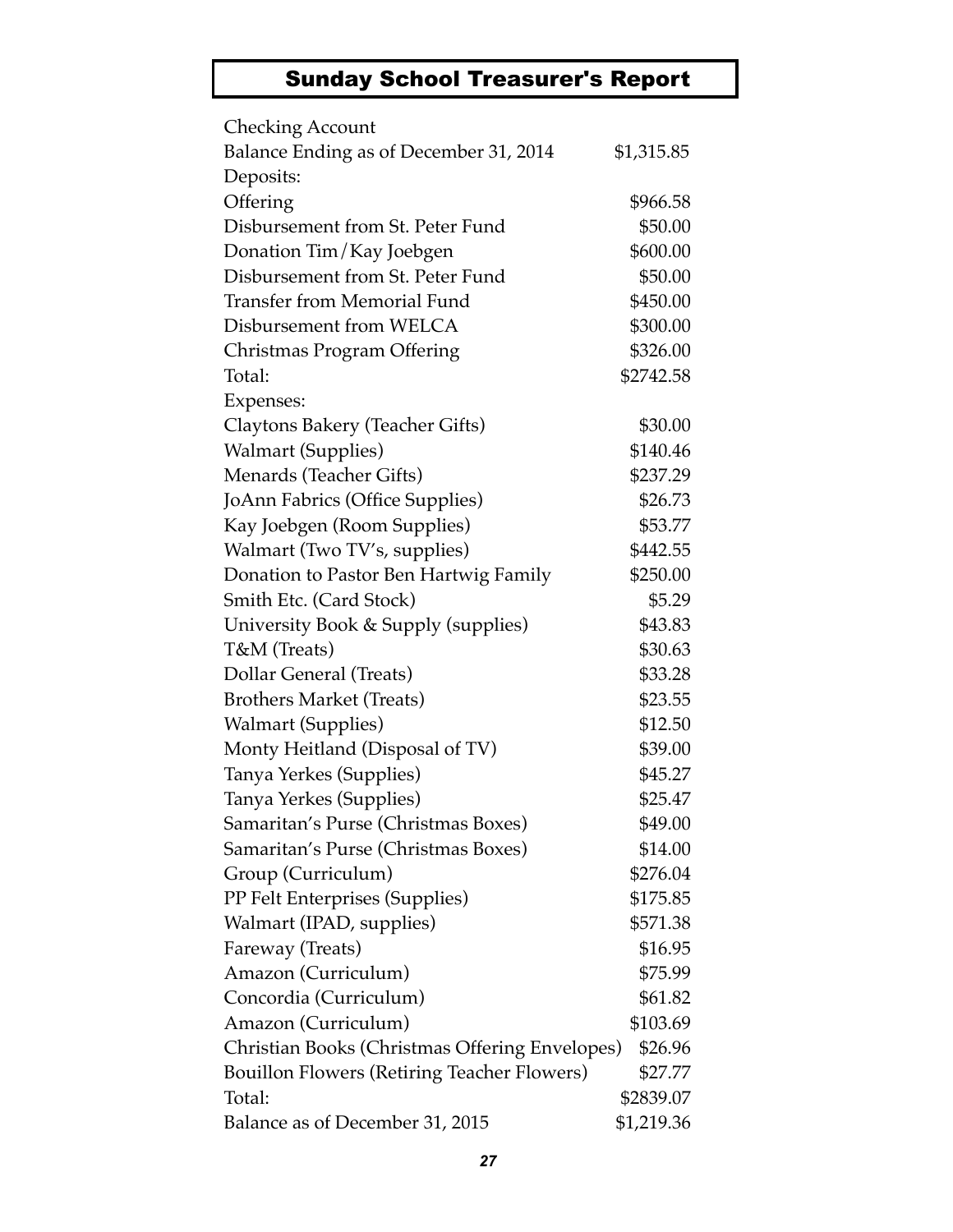## Sunday School Treasurer's Report

| | |
|---|---|
| Checking Account | |
| Balance Ending as of December 31, 2014 | $1,315.85 |
| Deposits: | |
| Offering | $966.58 |
| Disbursement from St. Peter Fund | $50.00 |
| Donation Tim/Kay Joebgen | $600.00 |
| Disbursement from St. Peter Fund | $50.00 |
| Transfer from Memorial Fund | $450.00 |
| Disbursement from WELCA | $300.00 |
| Christmas Program Offering | $326.00 |
| Total: | $2742.58 |
| Expenses: | |
| Claytons Bakery (Teacher Gifts) | $30.00 |
| Walmart (Supplies) | $140.46 |
| Menards (Teacher Gifts) | $237.29 |
| JoAnn Fabrics (Office Supplies) | $26.73 |
| Kay Joebgen (Room Supplies) | $53.77 |
| Walmart (Two TV's, supplies) | $442.55 |
| Donation to Pastor Ben Hartwig Family | $250.00 |
| Smith Etc. (Card Stock) | $5.29 |
| University Book & Supply (supplies) | $43.83 |
| T&M (Treats) | $30.63 |
| Dollar General (Treats) | $33.28 |
| Brothers Market (Treats) | $23.55 |
| Walmart (Supplies) | $12.50 |
| Monty Heitland (Disposal of TV) | $39.00 |
| Tanya Yerkes (Supplies) | $45.27 |
| Tanya Yerkes (Supplies) | $25.47 |
| Samaritan's Purse (Christmas Boxes) | $49.00 |
| Samaritan's Purse (Christmas Boxes) | $14.00 |
| Group (Curriculum) | $276.04 |
| PP Felt Enterprises (Supplies) | $175.85 |
| Walmart (IPAD, supplies) | $571.38 |
| Fareway (Treats) | $16.95 |
| Amazon (Curriculum) | $75.99 |
| Concordia (Curriculum) | $61.82 |
| Amazon (Curriculum) | $103.69 |
| Christian Books (Christmas Offering Envelopes) | $26.96 |
| Bouillon Flowers (Retiring Teacher Flowers) | $27.77 |
| Total: | $2839.07 |
| Balance as of December 31, 2015 | $1,219.36 |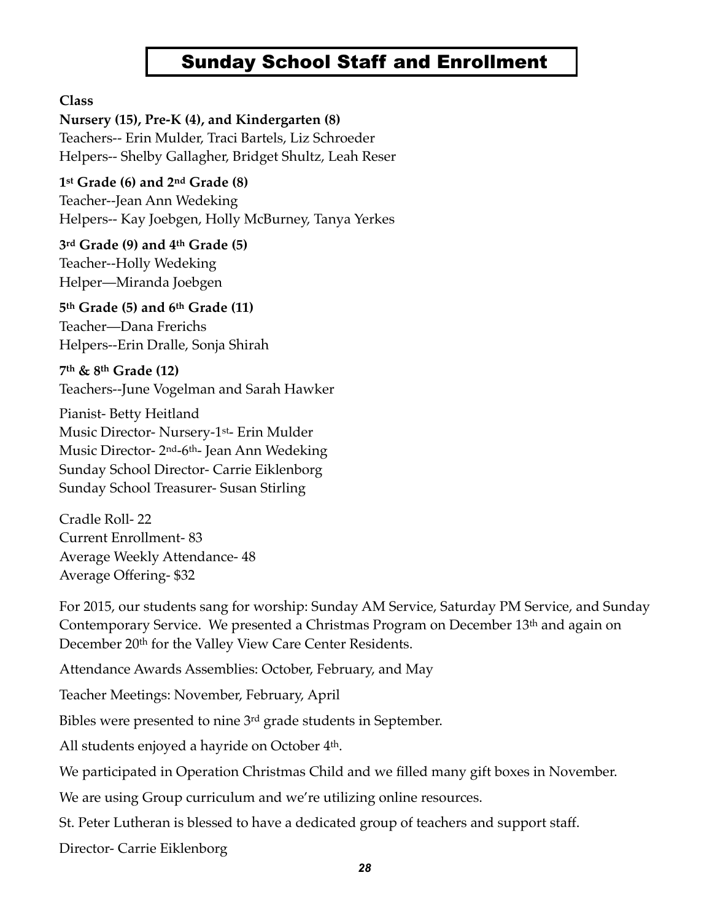# Sunday School Staff and Enrollment

**Class**

**Nursery (15), Pre-K (4), and Kindergarten (8)**
Teachers-- Erin Mulder, Traci Bartels, Liz Schroeder
Helpers-- Shelby Gallagher, Bridget Shultz, Leah Reser

**1st Grade (6) and 2nd Grade (8)**
Teacher--Jean Ann Wedeking
Helpers-- Kay Joebgen, Holly McBurney, Tanya Yerkes

**3rd Grade (9) and 4th Grade (5)**
Teacher--Holly Wedeking
Helper—Miranda Joebgen

**5th Grade (5) and 6th Grade (11)**
Teacher—Dana Frerichs
Helpers--Erin Dralle, Sonja Shirah

**7th & 8th Grade (12)**
Teachers--June Vogelman and Sarah Hawker

Pianist- Betty Heitland
Music Director- Nursery-1st- Erin Mulder
Music Director- 2nd-6th- Jean Ann Wedeking
Sunday School Director- Carrie Eiklenborg
Sunday School Treasurer- Susan Stirling

Cradle Roll- 22
Current Enrollment- 83
Average Weekly Attendance- 48
Average Offering- $32

For 2015, our students sang for worship: Sunday AM Service, Saturday PM Service, and Sunday Contemporary Service. We presented a Christmas Program on December 13th and again on December 20th for the Valley View Care Center Residents.

Attendance Awards Assemblies: October, February, and May

Teacher Meetings: November, February, April

Bibles were presented to nine 3rd grade students in September.

All students enjoyed a hayride on October 4th.

We participated in Operation Christmas Child and we filled many gift boxes in November.

We are using Group curriculum and we're utilizing online resources.

St. Peter Lutheran is blessed to have a dedicated group of teachers and support staff.

Director- Carrie Eiklenborg